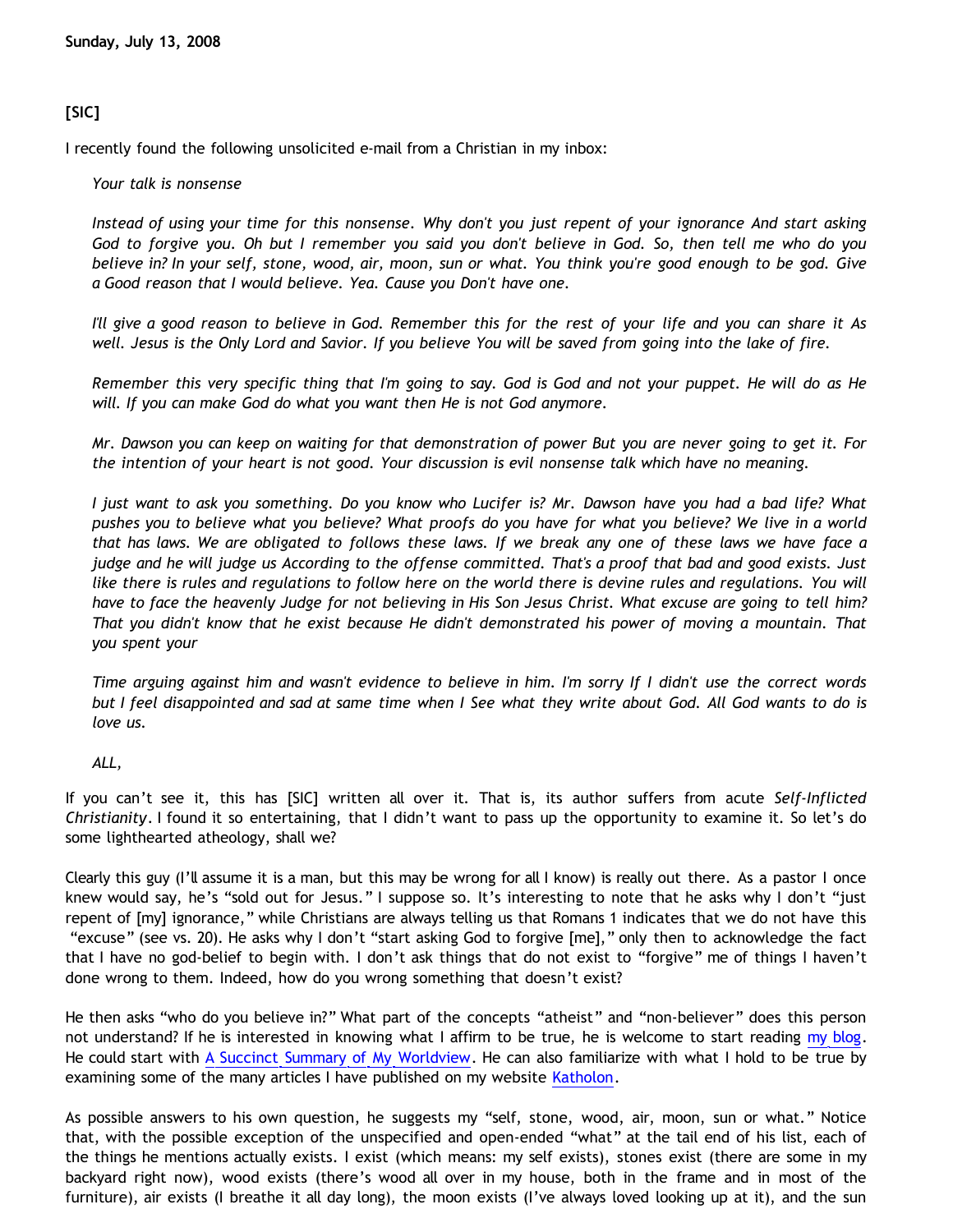**Sunday, July 13, 2008**

**[SIC]**

I recently found the following unsolicited e-mail from a Christian in my inbox:

> *Your talk is nonsense*
>
> *Instead of using your time for this nonsense. Why don't you just repent of your ignorance And start asking God to forgive you. Oh but I remember you said you don't believe in God. So, then tell me who do you believe in? In your self, stone, wood, air, moon, sun or what. You think you're good enough to be god. Give a Good reason that I would believe. Yea. Cause you Don't have one.*
>
> *I'll give a good reason to believe in God. Remember this for the rest of your life and you can share it As well. Jesus is the Only Lord and Savior. If you believe You will be saved from going into the lake of fire.*
>
> *Remember this very specific thing that I'm going to say. God is God and not your puppet. He will do as He will. If you can make God do what you want then He is not God anymore.*
>
> *Mr. Dawson you can keep on waiting for that demonstration of power But you are never going to get it. For the intention of your heart is not good. Your discussion is evil nonsense talk which have no meaning.*
>
> *I just want to ask you something. Do you know who Lucifer is? Mr. Dawson have you had a bad life? What pushes you to believe what you believe? What proofs do you have for what you believe? We live in a world that has laws. We are obligated to follows these laws. If we break any one of these laws we have face a judge and he will judge us According to the offense committed. That's a proof that bad and good exists. Just like there is rules and regulations to follow here on the world there is devine rules and regulations. You will have to face the heavenly Judge for not believing in His Son Jesus Christ. What excuse are going to tell him? That you didn't know that he exist because He didn't demonstrated his power of moving a mountain. That you spent your*
>
> *Time arguing against him and wasn't evidence to believe in him. I'm sorry If I didn't use the correct words but I feel disappointed and sad at same time when I See what they write about God. All God wants to do is love us.*
>
> *ALL,*

If you can't see it, this has [SIC] written all over it. That is, its author suffers from acute *Self-Inflicted Christianity*. I found it so entertaining, that I didn't want to pass up the opportunity to examine it. So let's do some lighthearted atheology, shall we?

Clearly this guy (I'll assume it is a man, but this may be wrong for all I know) is really out there. As a pastor I once knew would say, he's "sold out for Jesus." I suppose so. It's interesting to note that he asks why I don't "just repent of [my] ignorance," while Christians are always telling us that Romans 1 indicates that we do not have this "excuse" (see vs. 20). He asks why I don't "start asking God to forgive [me]," only then to acknowledge the fact that I have no god-belief to begin with. I don't ask things that do not exist to "forgive" me of things I haven't done wrong to them. Indeed, how do you wrong something that doesn't exist?

He then asks "who do you believe in?" What part of the concepts "atheist" and "non-believer" does this person not understand? If he is interested in knowing what I affirm to be true, he is welcome to start reading my blog. He could start with A Succinct Summary of My Worldview. He can also familiarize with what I hold to be true by examining some of the many articles I have published on my website Katholon.

As possible answers to his own question, he suggests my "self, stone, wood, air, moon, sun or what." Notice that, with the possible exception of the unspecified and open-ended "what" at the tail end of his list, each of the things he mentions actually exists. I exist (which means: my self exists), stones exist (there are some in my backyard right now), wood exists (there's wood all over in my house, both in the frame and in most of the furniture), air exists (I breathe it all day long), the moon exists (I've always loved looking up at it), and the sun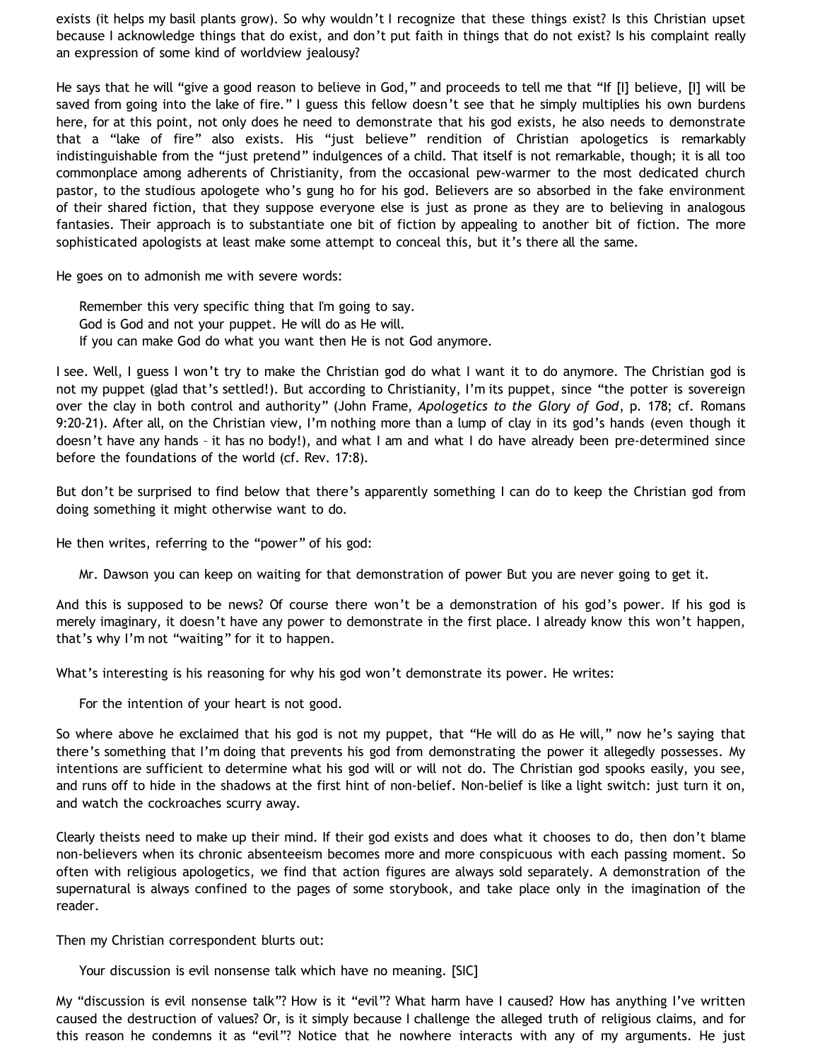exists (it helps my basil plants grow). So why wouldn't I recognize that these things exist? Is this Christian upset because I acknowledge things that do exist, and don't put faith in things that do not exist? Is his complaint really an expression of some kind of worldview jealousy?

He says that he will "give a good reason to believe in God," and proceeds to tell me that "If [I] believe, [I] will be saved from going into the lake of fire." I guess this fellow doesn't see that he simply multiplies his own burdens here, for at this point, not only does he need to demonstrate that his god exists, he also needs to demonstrate that a "lake of fire" also exists. His "just believe" rendition of Christian apologetics is remarkably indistinguishable from the "just pretend" indulgences of a child. That itself is not remarkable, though; it is all too commonplace among adherents of Christianity, from the occasional pew-warmer to the most dedicated church pastor, to the studious apologete who's gung ho for his god. Believers are so absorbed in the fake environment of their shared fiction, that they suppose everyone else is just as prone as they are to believing in analogous fantasies. Their approach is to substantiate one bit of fiction by appealing to another bit of fiction. The more sophisticated apologists at least make some attempt to conceal this, but it's there all the same.

He goes on to admonish me with severe words:

> Remember this very specific thing that I'm going to say.
> God is God and not your puppet. He will do as He will.
> If you can make God do what you want then He is not God anymore.

I see. Well, I guess I won't try to make the Christian god do what I want it to do anymore. The Christian god is not my puppet (glad that's settled!). But according to Christianity, I'm its puppet, since "the potter is sovereign over the clay in both control and authority" (John Frame, *Apologetics to the Glory of God*, p. 178; cf. Romans 9:20-21). After all, on the Christian view, I'm nothing more than a lump of clay in its god's hands (even though it doesn't have any hands – it has no body!), and what I am and what I do have already been pre-determined since before the foundations of the world (cf. Rev. 17:8).

But don't be surprised to find below that there's apparently something I can do to keep the Christian god from doing something it might otherwise want to do.

He then writes, referring to the "power" of his god:

> Mr. Dawson you can keep on waiting for that demonstration of power But you are never going to get it.

And this is supposed to be news? Of course there won't be a demonstration of his god's power. If his god is merely imaginary, it doesn't have any power to demonstrate in the first place. I already know this won't happen, that's why I'm not "waiting" for it to happen.

What's interesting is his reasoning for why his god won't demonstrate its power. He writes:

> For the intention of your heart is not good.

So where above he exclaimed that his god is not my puppet, that "He will do as He will," now he's saying that there's something that I'm doing that prevents his god from demonstrating the power it allegedly possesses. My intentions are sufficient to determine what his god will or will not do. The Christian god spooks easily, you see, and runs off to hide in the shadows at the first hint of non-belief. Non-belief is like a light switch: just turn it on, and watch the cockroaches scurry away.

Clearly theists need to make up their mind. If their god exists and does what it chooses to do, then don't blame non-believers when its chronic absenteeism becomes more and more conspicuous with each passing moment. So often with religious apologetics, we find that action figures are always sold separately. A demonstration of the supernatural is always confined to the pages of some storybook, and take place only in the imagination of the reader.

Then my Christian correspondent blurts out:

> Your discussion is evil nonsense talk which have no meaning. [SIC]

My "discussion is evil nonsense talk"? How is it "evil"? What harm have I caused? How has anything I've written caused the destruction of values? Or, is it simply because I challenge the alleged truth of religious claims, and for this reason he condemns it as "evil"? Notice that he nowhere interacts with any of my arguments. He just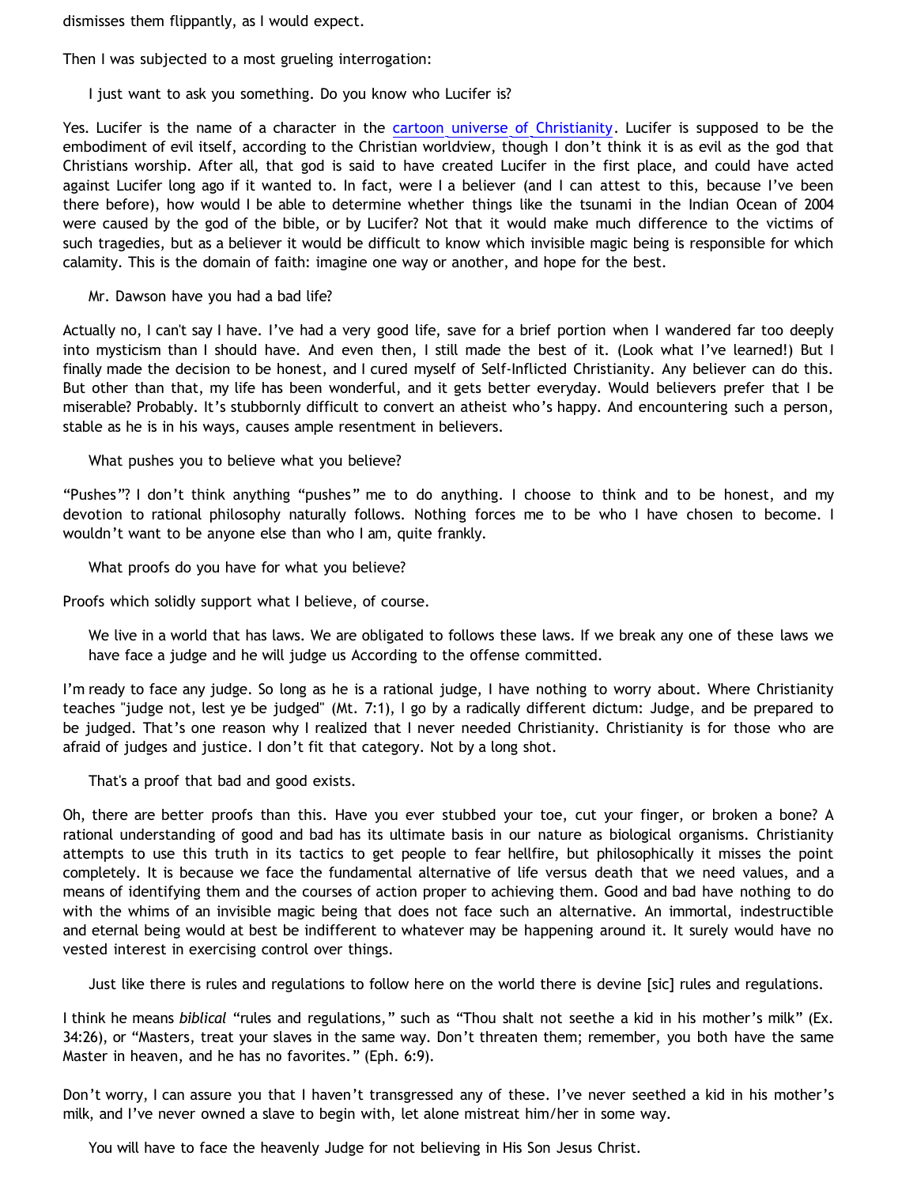dismisses them flippantly, as I would expect.

Then I was subjected to a most grueling interrogation:

> I just want to ask you something. Do you know who Lucifer is?

Yes. Lucifer is the name of a character in the cartoon universe of Christianity. Lucifer is supposed to be the embodiment of evil itself, according to the Christian worldview, though I don't think it is as evil as the god that Christians worship. After all, that god is said to have created Lucifer in the first place, and could have acted against Lucifer long ago if it wanted to. In fact, were I a believer (and I can attest to this, because I've been there before), how would I be able to determine whether things like the tsunami in the Indian Ocean of 2004 were caused by the god of the bible, or by Lucifer? Not that it would make much difference to the victims of such tragedies, but as a believer it would be difficult to know which invisible magic being is responsible for which calamity. This is the domain of faith: imagine one way or another, and hope for the best.

> Mr. Dawson have you had a bad life?

Actually no, I can't say I have. I've had a very good life, save for a brief portion when I wandered far too deeply into mysticism than I should have. And even then, I still made the best of it. (Look what I've learned!) But I finally made the decision to be honest, and I cured myself of Self-Inflicted Christianity. Any believer can do this. But other than that, my life has been wonderful, and it gets better everyday. Would believers prefer that I be miserable? Probably. It's stubbornly difficult to convert an atheist who's happy. And encountering such a person, stable as he is in his ways, causes ample resentment in believers.

> What pushes you to believe what you believe?

"Pushes"? I don't think anything "pushes" me to do anything. I choose to think and to be honest, and my devotion to rational philosophy naturally follows. Nothing forces me to be who I have chosen to become. I wouldn't want to be anyone else than who I am, quite frankly.

> What proofs do you have for what you believe?

Proofs which solidly support what I believe, of course.

> We live in a world that has laws. We are obligated to follows these laws. If we break any one of these laws we have face a judge and he will judge us According to the offense committed.

I'm ready to face any judge. So long as he is a rational judge, I have nothing to worry about. Where Christianity teaches "judge not, lest ye be judged" (Mt. 7:1), I go by a radically different dictum: Judge, and be prepared to be judged. That's one reason why I realized that I never needed Christianity. Christianity is for those who are afraid of judges and justice. I don't fit that category. Not by a long shot.

> That's a proof that bad and good exists.

Oh, there are better proofs than this. Have you ever stubbed your toe, cut your finger, or broken a bone? A rational understanding of good and bad has its ultimate basis in our nature as biological organisms. Christianity attempts to use this truth in its tactics to get people to fear hellfire, but philosophically it misses the point completely. It is because we face the fundamental alternative of life versus death that we need values, and a means of identifying them and the courses of action proper to achieving them. Good and bad have nothing to do with the whims of an invisible magic being that does not face such an alternative. An immortal, indestructible and eternal being would at best be indifferent to whatever may be happening around it. It surely would have no vested interest in exercising control over things.

> Just like there is rules and regulations to follow here on the world there is devine [sic] rules and regulations.

I think he means *biblical* "rules and regulations," such as "Thou shalt not seethe a kid in his mother's milk" (Ex. 34:26), or "Masters, treat your slaves in the same way. Don't threaten them; remember, you both have the same Master in heaven, and he has no favorites." (Eph. 6:9).

Don't worry, I can assure you that I haven't transgressed any of these. I've never seethed a kid in his mother's milk, and I've never owned a slave to begin with, let alone mistreat him/her in some way.

> You will have to face the heavenly Judge for not believing in His Son Jesus Christ.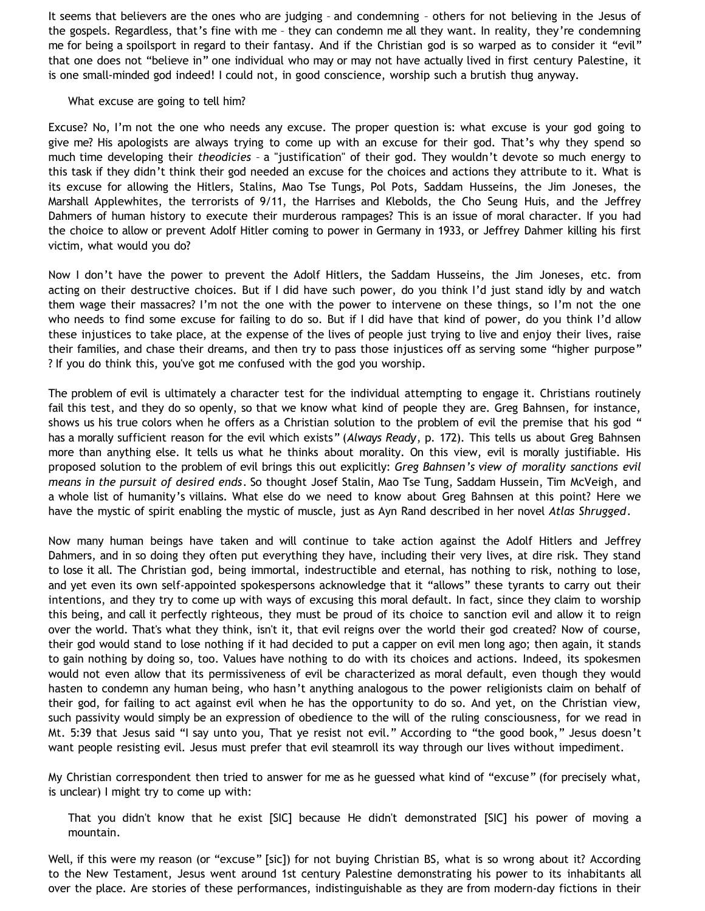It seems that believers are the ones who are judging – and condemning – others for not believing in the Jesus of the gospels. Regardless, that's fine with me – they can condemn me all they want. In reality, they're condemning me for being a spoilsport in regard to their fantasy. And if the Christian god is so warped as to consider it "evil" that one does not "believe in" one individual who may or may not have actually lived in first century Palestine, it is one small-minded god indeed! I could not, in good conscience, worship such a brutish thug anyway.

> What excuse are going to tell him?

Excuse? No, I'm not the one who needs any excuse. The proper question is: what excuse is your god going to give me? His apologists are always trying to come up with an excuse for their god. That's why they spend so much time developing their *theodicies* – a "justification" of their god. They wouldn't devote so much energy to this task if they didn't think their god needed an excuse for the choices and actions they attribute to it. What is its excuse for allowing the Hitlers, Stalins, Mao Tse Tungs, Pol Pots, Saddam Husseins, the Jim Joneses, the Marshall Applewhites, the terrorists of 9/11, the Harrises and Klebolds, the Cho Seung Huis, and the Jeffrey Dahmers of human history to execute their murderous rampages? This is an issue of moral character. If you had the choice to allow or prevent Adolf Hitler coming to power in Germany in 1933, or Jeffrey Dahmer killing his first victim, what would you do?

Now I don't have the power to prevent the Adolf Hitlers, the Saddam Husseins, the Jim Joneses, etc. from acting on their destructive choices. But if I did have such power, do you think I'd just stand idly by and watch them wage their massacres? I'm not the one with the power to intervene on these things, so I'm not the one who needs to find some excuse for failing to do so. But if I did have that kind of power, do you think I'd allow these injustices to take place, at the expense of the lives of people just trying to live and enjoy their lives, raise their families, and chase their dreams, and then try to pass those injustices off as serving some "higher purpose" ? If you do think this, you've got me confused with the god you worship.

The problem of evil is ultimately a character test for the individual attempting to engage it. Christians routinely fail this test, and they do so openly, so that we know what kind of people they are. Greg Bahnsen, for instance, shows us his true colors when he offers as a Christian solution to the problem of evil the premise that his god " has a morally sufficient reason for the evil which exists" (*Always Ready*, p. 172). This tells us about Greg Bahnsen more than anything else. It tells us what he thinks about morality. On this view, evil is morally justifiable. His proposed solution to the problem of evil brings this out explicitly: *Greg Bahnsen's view of morality sanctions evil means in the pursuit of desired ends*. So thought Josef Stalin, Mao Tse Tung, Saddam Hussein, Tim McVeigh, and a whole list of humanity's villains. What else do we need to know about Greg Bahnsen at this point? Here we have the mystic of spirit enabling the mystic of muscle, just as Ayn Rand described in her novel *Atlas Shrugged*.

Now many human beings have taken and will continue to take action against the Adolf Hitlers and Jeffrey Dahmers, and in so doing they often put everything they have, including their very lives, at dire risk. They stand to lose it all. The Christian god, being immortal, indestructible and eternal, has nothing to risk, nothing to lose, and yet even its own self-appointed spokespersons acknowledge that it "allows" these tyrants to carry out their intentions, and they try to come up with ways of excusing this moral default. In fact, since they claim to worship this being, and call it perfectly righteous, they must be proud of its choice to sanction evil and allow it to reign over the world. That's what they think, isn't it, that evil reigns over the world their god created? Now of course, their god would stand to lose nothing if it had decided to put a capper on evil men long ago; then again, it stands to gain nothing by doing so, too. Values have nothing to do with its choices and actions. Indeed, its spokesmen would not even allow that its permissiveness of evil be characterized as moral default, even though they would hasten to condemn any human being, who hasn't anything analogous to the power religionists claim on behalf of their god, for failing to act against evil when he has the opportunity to do so. And yet, on the Christian view, such passivity would simply be an expression of obedience to the will of the ruling consciousness, for we read in Mt. 5:39 that Jesus said "I say unto you, That ye resist not evil." According to "the good book," Jesus doesn't want people resisting evil. Jesus must prefer that evil steamroll its way through our lives without impediment.

My Christian correspondent then tried to answer for me as he guessed what kind of "excuse" (for precisely what, is unclear) I might try to come up with:

> That you didn't know that he exist [SIC] because He didn't demonstrated [SIC] his power of moving a mountain.

Well, if this were my reason (or "excuse" [sic]) for not buying Christian BS, what is so wrong about it? According to the New Testament, Jesus went around 1st century Palestine demonstrating his power to its inhabitants all over the place. Are stories of these performances, indistinguishable as they are from modern-day fictions in their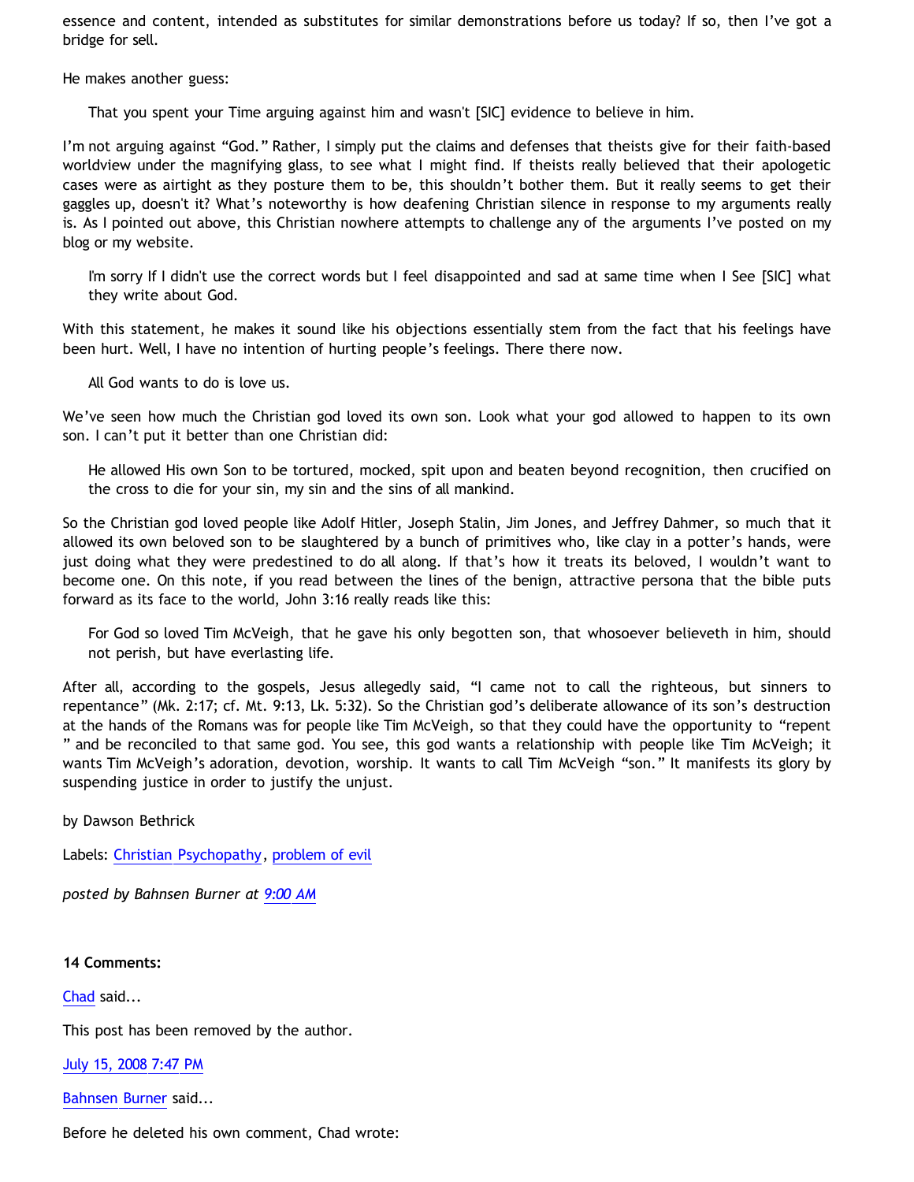essence and content, intended as substitutes for similar demonstrations before us today? If so, then I've got a bridge for sell.

He makes another guess:

> That you spent your Time arguing against him and wasn't [SIC] evidence to believe in him.

I'm not arguing against "God." Rather, I simply put the claims and defenses that theists give for their faith-based worldview under the magnifying glass, to see what I might find. If theists really believed that their apologetic cases were as airtight as they posture them to be, this shouldn't bother them. But it really seems to get their gaggles up, doesn't it? What's noteworthy is how deafening Christian silence in response to my arguments really is. As I pointed out above, this Christian nowhere attempts to challenge any of the arguments I've posted on my blog or my website.

> I'm sorry If I didn't use the correct words but I feel disappointed and sad at same time when I See [SIC] what they write about God.

With this statement, he makes it sound like his objections essentially stem from the fact that his feelings have been hurt. Well, I have no intention of hurting people's feelings. There there now.

> All God wants to do is love us.

We've seen how much the Christian god loved its own son. Look what your god allowed to happen to its own son. I can't put it better than one Christian did:

> He allowed His own Son to be tortured, mocked, spit upon and beaten beyond recognition, then crucified on the cross to die for your sin, my sin and the sins of all mankind.

So the Christian god loved people like Adolf Hitler, Joseph Stalin, Jim Jones, and Jeffrey Dahmer, so much that it allowed its own beloved son to be slaughtered by a bunch of primitives who, like clay in a potter's hands, were just doing what they were predestined to do all along. If that's how it treats its beloved, I wouldn't want to become one. On this note, if you read between the lines of the benign, attractive persona that the bible puts forward as its face to the world, John 3:16 really reads like this:

> For God so loved Tim McVeigh, that he gave his only begotten son, that whosoever believeth in him, should not perish, but have everlasting life.

After all, according to the gospels, Jesus allegedly said, "I came not to call the righteous, but sinners to repentance" (Mk. 2:17; cf. Mt. 9:13, Lk. 5:32). So the Christian god's deliberate allowance of its son's destruction at the hands of the Romans was for people like Tim McVeigh, so that they could have the opportunity to "repent " and be reconciled to that same god. You see, this god wants a relationship with people like Tim McVeigh; it wants Tim McVeigh's adoration, devotion, worship. It wants to call Tim McVeigh "son." It manifests its glory by suspending justice in order to justify the unjust.

by Dawson Bethrick

Labels: Christian Psychopathy, problem of evil

*posted by Bahnsen Burner at 9:00 AM*

**14 Comments:**

Chad said...

This post has been removed by the author.

July 15, 2008 7:47 PM

Bahnsen Burner said...

Before he deleted his own comment, Chad wrote: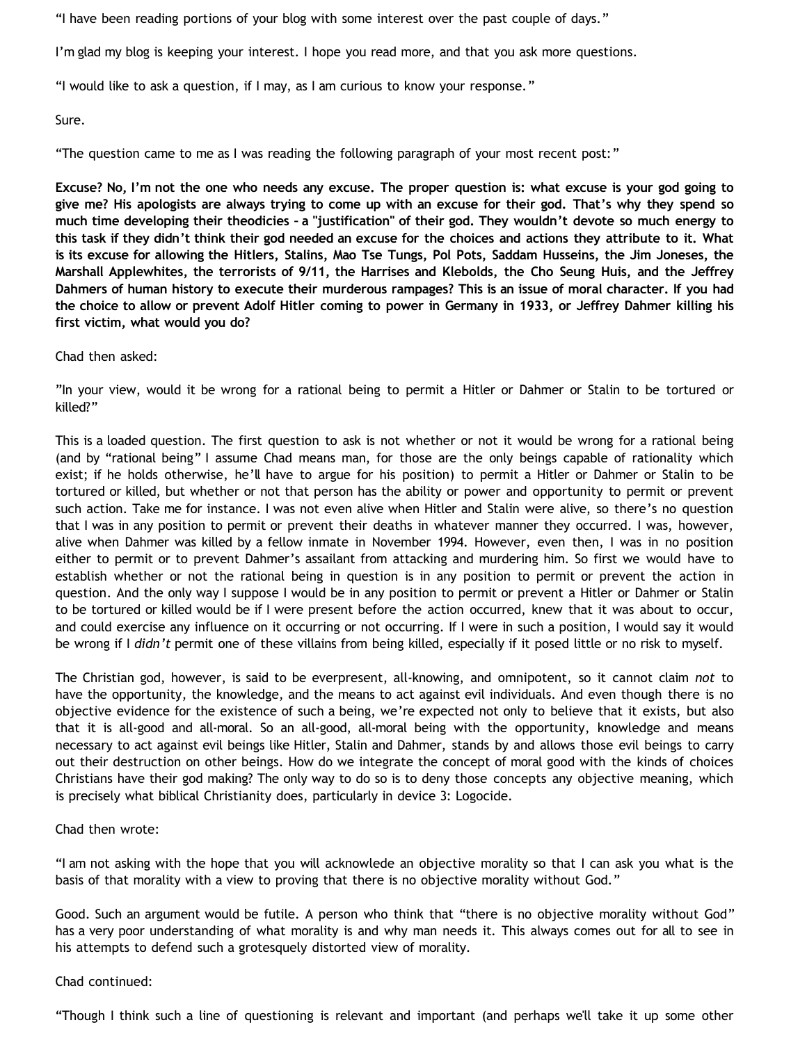"I have been reading portions of your blog with some interest over the past couple of days."

I'm glad my blog is keeping your interest. I hope you read more, and that you ask more questions.

"I would like to ask a question, if I may, as I am curious to know your response."

Sure.

"The question came to me as I was reading the following paragraph of your most recent post:"

**Excuse? No, I'm not the one who needs any excuse. The proper question is: what excuse is your god going to give me? His apologists are always trying to come up with an excuse for their god. That's why they spend so much time developing their theodicies – a "justification" of their god. They wouldn't devote so much energy to this task if they didn't think their god needed an excuse for the choices and actions they attribute to it. What is its excuse for allowing the Hitlers, Stalins, Mao Tse Tungs, Pol Pots, Saddam Husseins, the Jim Joneses, the Marshall Applewhites, the terrorists of 9/11, the Harrises and Klebolds, the Cho Seung Huis, and the Jeffrey Dahmers of human history to execute their murderous rampages? This is an issue of moral character. If you had the choice to allow or prevent Adolf Hitler coming to power in Germany in 1933, or Jeffrey Dahmer killing his first victim, what would you do?**

Chad then asked:

"In your view, would it be wrong for a rational being to permit a Hitler or Dahmer or Stalin to be tortured or killed?"

This is a loaded question. The first question to ask is not whether or not it would be wrong for a rational being (and by "rational being" I assume Chad means man, for those are the only beings capable of rationality which exist; if he holds otherwise, he'll have to argue for his position) to permit a Hitler or Dahmer or Stalin to be tortured or killed, but whether or not that person has the ability or power and opportunity to permit or prevent such action. Take me for instance. I was not even alive when Hitler and Stalin were alive, so there's no question that I was in any position to permit or prevent their deaths in whatever manner they occurred. I was, however, alive when Dahmer was killed by a fellow inmate in November 1994. However, even then, I was in no position either to permit or to prevent Dahmer's assailant from attacking and murdering him. So first we would have to establish whether or not the rational being in question is in any position to permit or prevent the action in question. And the only way I suppose I would be in any position to permit or prevent a Hitler or Dahmer or Stalin to be tortured or killed would be if I were present before the action occurred, knew that it was about to occur, and could exercise any influence on it occurring or not occurring. If I were in such a position, I would say it would be wrong if I *didn't* permit one of these villains from being killed, especially if it posed little or no risk to myself.

The Christian god, however, is said to be everpresent, all-knowing, and omnipotent, so it cannot claim *not* to have the opportunity, the knowledge, and the means to act against evil individuals. And even though there is no objective evidence for the existence of such a being, we're expected not only to believe that it exists, but also that it is all-good and all-moral. So an all-good, all-moral being with the opportunity, knowledge and means necessary to act against evil beings like Hitler, Stalin and Dahmer, stands by and allows those evil beings to carry out their destruction on other beings. How do we integrate the concept of moral good with the kinds of choices Christians have their god making? The only way to do so is to deny those concepts any objective meaning, which is precisely what biblical Christianity does, particularly in device 3: Logocide.

Chad then wrote:

"I am not asking with the hope that you will acknowlede an objective morality so that I can ask you what is the basis of that morality with a view to proving that there is no objective morality without God."

Good. Such an argument would be futile. A person who think that "there is no objective morality without God" has a very poor understanding of what morality is and why man needs it. This always comes out for all to see in his attempts to defend such a grotesquely distorted view of morality.

Chad continued:

"Though I think such a line of questioning is relevant and important (and perhaps we'll take it up some other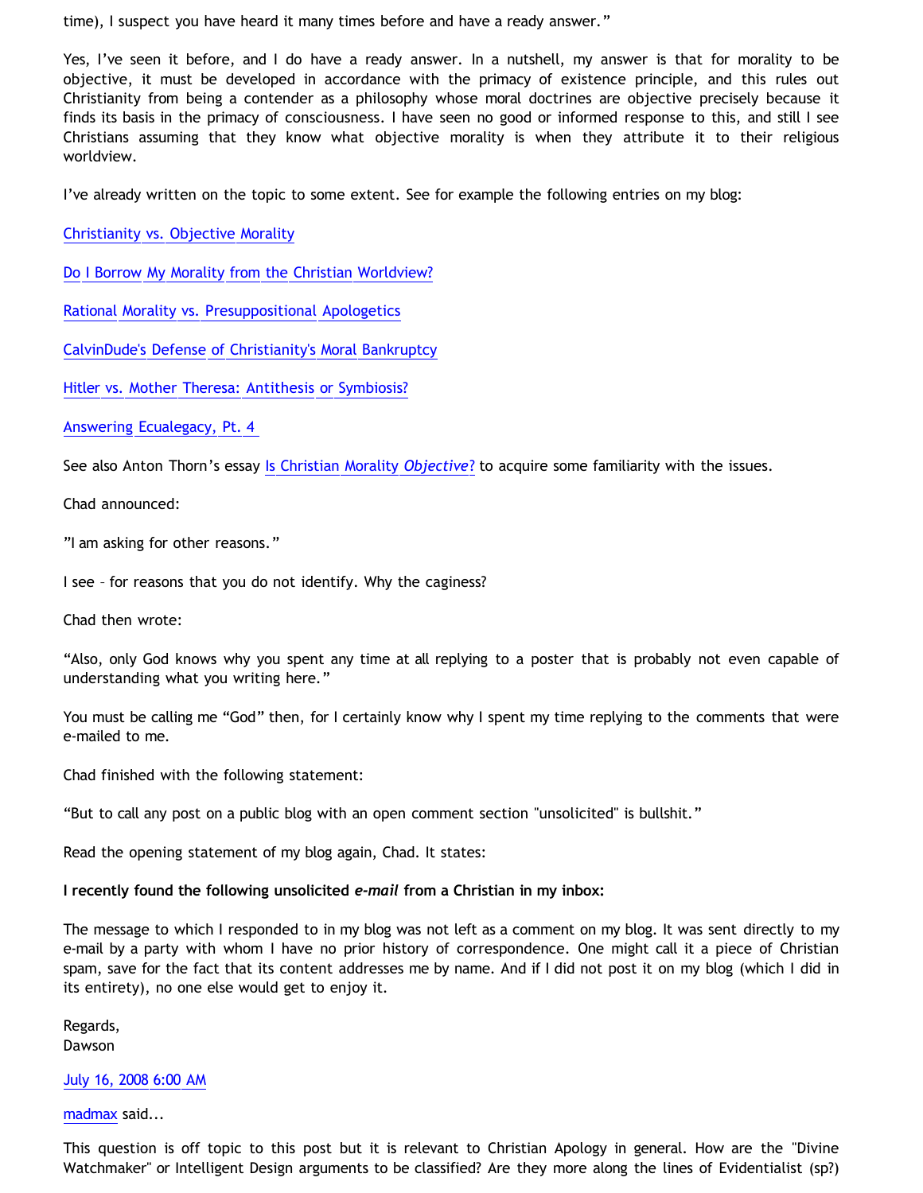time), I suspect you have heard it many times before and have a ready answer."

Yes, I've seen it before, and I do have a ready answer. In a nutshell, my answer is that for morality to be objective, it must be developed in accordance with the primacy of existence principle, and this rules out Christianity from being a contender as a philosophy whose moral doctrines are objective precisely because it finds its basis in the primacy of consciousness. I have seen no good or informed response to this, and still I see Christians assuming that they know what objective morality is when they attribute it to their religious worldview.

I've already written on the topic to some extent. See for example the following entries on my blog:

Christianity vs. Objective Morality

Do I Borrow My Morality from the Christian Worldview?

Rational Morality vs. Presuppositional Apologetics

CalvinDude's Defense of Christianity's Moral Bankruptcy

Hitler vs. Mother Theresa: Antithesis or Symbiosis?

Answering Ecualegacy, Pt. 4

See also Anton Thorn's essay Is Christian Morality *Objective*? to acquire some familiarity with the issues.

Chad announced:

"I am asking for other reasons."

I see – for reasons that you do not identify. Why the caginess?

Chad then wrote:

"Also, only God knows why you spent any time at all replying to a poster that is probably not even capable of understanding what you writing here."

You must be calling me "God" then, for I certainly know why I spent my time replying to the comments that were e-mailed to me.

Chad finished with the following statement:

"But to call any post on a public blog with an open comment section "unsolicited" is bullshit."

Read the opening statement of my blog again, Chad. It states:

**I recently found the following unsolicited *e-mail* from a Christian in my inbox:**

The message to which I responded to in my blog was not left as a comment on my blog. It was sent directly to my e-mail by a party with whom I have no prior history of correspondence. One might call it a piece of Christian spam, save for the fact that its content addresses me by name. And if I did not post it on my blog (which I did in its entirety), no one else would get to enjoy it.

Regards,
Dawson

July 16, 2008 6:00 AM

madmax said...

This question is off topic to this post but it is relevant to Christian Apology in general. How are the "Divine Watchmaker" or Intelligent Design arguments to be classified? Are they more along the lines of Evidentialist (sp?)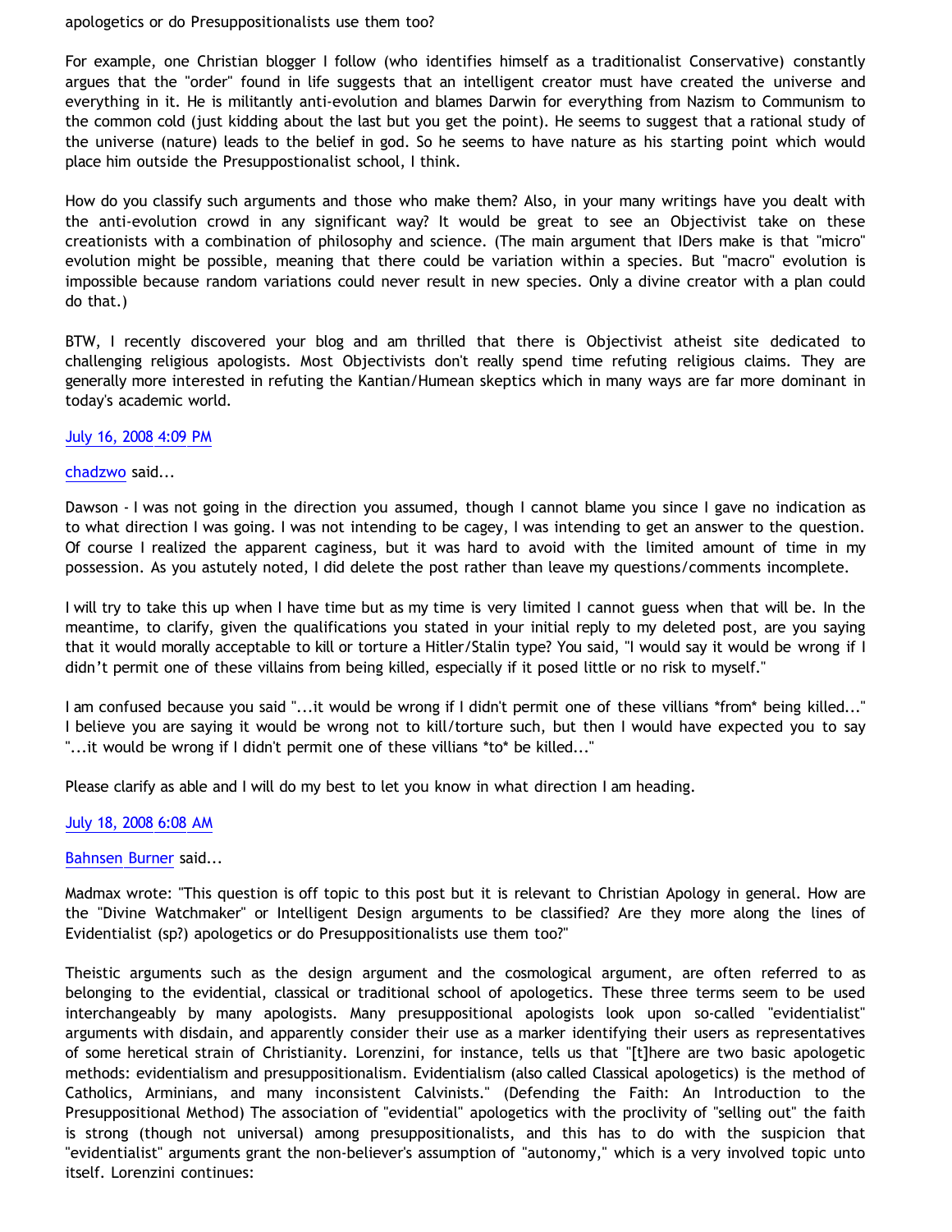apologetics or do Presuppositionalists use them too?

For example, one Christian blogger I follow (who identifies himself as a traditionalist Conservative) constantly argues that the "order" found in life suggests that an intelligent creator must have created the universe and everything in it. He is militantly anti-evolution and blames Darwin for everything from Nazism to Communism to the common cold (just kidding about the last but you get the point). He seems to suggest that a rational study of the universe (nature) leads to the belief in god. So he seems to have nature as his starting point which would place him outside the Presuppostionalist school, I think.

How do you classify such arguments and those who make them? Also, in your many writings have you dealt with the anti-evolution crowd in any significant way? It would be great to see an Objectivist take on these creationists with a combination of philosophy and science. (The main argument that IDers make is that "micro" evolution might be possible, meaning that there could be variation within a species. But "macro" evolution is impossible because random variations could never result in new species. Only a divine creator with a plan could do that.)

BTW, I recently discovered your blog and am thrilled that there is Objectivist atheist site dedicated to challenging religious apologists. Most Objectivists don't really spend time refuting religious claims. They are generally more interested in refuting the Kantian/Humean skeptics which in many ways are far more dominant in today's academic world.

July 16, 2008 4:09 PM

chadzwo said...

Dawson - I was not going in the direction you assumed, though I cannot blame you since I gave no indication as to what direction I was going. I was not intending to be cagey, I was intending to get an answer to the question. Of course I realized the apparent caginess, but it was hard to avoid with the limited amount of time in my possession. As you astutely noted, I did delete the post rather than leave my questions/comments incomplete.

I will try to take this up when I have time but as my time is very limited I cannot guess when that will be. In the meantime, to clarify, given the qualifications you stated in your initial reply to my deleted post, are you saying that it would morally acceptable to kill or torture a Hitler/Stalin type? You said, "I would say it would be wrong if I didn't permit one of these villains from being killed, especially if it posed little or no risk to myself."

I am confused because you said "...it would be wrong if I didn't permit one of these villians *from* being killed..." I believe you are saying it would be wrong not to kill/torture such, but then I would have expected you to say "...it would be wrong if I didn't permit one of these villians *to* be killed..."

Please clarify as able and I will do my best to let you know in what direction I am heading.

July 18, 2008 6:08 AM

Bahnsen Burner said...

Madmax wrote: "This question is off topic to this post but it is relevant to Christian Apology in general. How are the "Divine Watchmaker" or Intelligent Design arguments to be classified? Are they more along the lines of Evidentialist (sp?) apologetics or do Presuppositionalists use them too?"

Theistic arguments such as the design argument and the cosmological argument, are often referred to as belonging to the evidential, classical or traditional school of apologetics. These three terms seem to be used interchangeably by many apologists. Many presuppositional apologists look upon so-called "evidentialist" arguments with disdain, and apparently consider their use as a marker identifying their users as representatives of some heretical strain of Christianity. Lorenzini, for instance, tells us that "[t]here are two basic apologetic methods: evidentialism and presuppositionalism. Evidentialism (also called Classical apologetics) is the method of Catholics, Arminians, and many inconsistent Calvinists." (Defending the Faith: An Introduction to the Presuppositional Method) The association of "evidential" apologetics with the proclivity of "selling out" the faith is strong (though not universal) among presuppositionalists, and this has to do with the suspicion that "evidentialist" arguments grant the non-believer's assumption of "autonomy," which is a very involved topic unto itself. Lorenzini continues: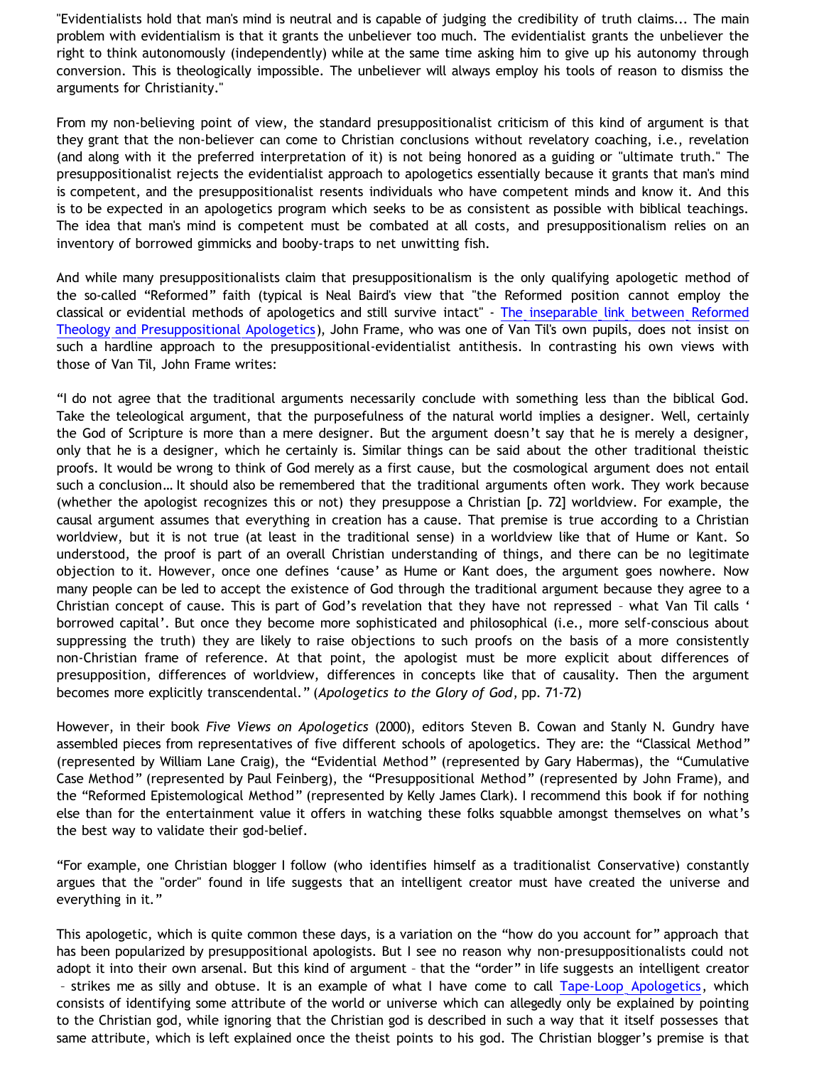"Evidentialists hold that man's mind is neutral and is capable of judging the credibility of truth claims... The main problem with evidentialism is that it grants the unbeliever too much. The evidentialist grants the unbeliever the right to think autonomously (independently) while at the same time asking him to give up his autonomy through conversion. This is theologically impossible. The unbeliever will always employ his tools of reason to dismiss the arguments for Christianity."

From my non-believing point of view, the standard presuppositionalist criticism of this kind of argument is that they grant that the non-believer can come to Christian conclusions without revelatory coaching, i.e., revelation (and along with it the preferred interpretation of it) is not being honored as a guiding or "ultimate truth." The presuppositionalist rejects the evidentialist approach to apologetics essentially because it grants that man's mind is competent, and the presuppositionalist resents individuals who have competent minds and know it. And this is to be expected in an apologetics program which seeks to be as consistent as possible with biblical teachings. The idea that man's mind is competent must be combated at all costs, and presuppositionalism relies on an inventory of borrowed gimmicks and booby-traps to net unwitting fish.

And while many presuppositionalists claim that presuppositionalism is the only qualifying apologetic method of the so-called "Reformed" faith (typical is Neal Baird's view that "the Reformed position cannot employ the classical or evidential methods of apologetics and still survive intact" - The inseparable link between Reformed Theology and Presuppositional Apologetics), John Frame, who was one of Van Til's own pupils, does not insist on such a hardline approach to the presuppositional-evidentialist antithesis. In contrasting his own views with those of Van Til, John Frame writes:

"I do not agree that the traditional arguments necessarily conclude with something less than the biblical God. Take the teleological argument, that the purposefulness of the natural world implies a designer. Well, certainly the God of Scripture is more than a mere designer. But the argument doesn't say that he is merely a designer, only that he is a designer, which he certainly is. Similar things can be said about the other traditional theistic proofs. It would be wrong to think of God merely as a first cause, but the cosmological argument does not entail such a conclusion… It should also be remembered that the traditional arguments often work. They work because (whether the apologist recognizes this or not) they presuppose a Christian [p. 72] worldview. For example, the causal argument assumes that everything in creation has a cause. That premise is true according to a Christian worldview, but it is not true (at least in the traditional sense) in a worldview like that of Hume or Kant. So understood, the proof is part of an overall Christian understanding of things, and there can be no legitimate objection to it. However, once one defines 'cause' as Hume or Kant does, the argument goes nowhere. Now many people can be led to accept the existence of God through the traditional argument because they agree to a Christian concept of cause. This is part of God's revelation that they have not repressed – what Van Til calls ' borrowed capital'. But once they become more sophisticated and philosophical (i.e., more self-conscious about suppressing the truth) they are likely to raise objections to such proofs on the basis of a more consistently non-Christian frame of reference. At that point, the apologist must be more explicit about differences of presupposition, differences of worldview, differences in concepts like that of causality. Then the argument becomes more explicitly transcendental." (*Apologetics to the Glory of God*, pp. 71-72)

However, in their book *Five Views on Apologetics* (2000), editors Steven B. Cowan and Stanly N. Gundry have assembled pieces from representatives of five different schools of apologetics. They are: the "Classical Method" (represented by William Lane Craig), the "Evidential Method" (represented by Gary Habermas), the "Cumulative Case Method" (represented by Paul Feinberg), the "Presuppositional Method" (represented by John Frame), and the "Reformed Epistemological Method" (represented by Kelly James Clark). I recommend this book if for nothing else than for the entertainment value it offers in watching these folks squabble amongst themselves on what's the best way to validate their god-belief.

"For example, one Christian blogger I follow (who identifies himself as a traditionalist Conservative) constantly argues that the "order" found in life suggests that an intelligent creator must have created the universe and everything in it."

This apologetic, which is quite common these days, is a variation on the "how do you account for" approach that has been popularized by presuppositional apologists. But I see no reason why non-presuppositionalists could not adopt it into their own arsenal. But this kind of argument – that the "order" in life suggests an intelligent creator – strikes me as silly and obtuse. It is an example of what I have come to call Tape-Loop Apologetics, which consists of identifying some attribute of the world or universe which can allegedly only be explained by pointing to the Christian god, while ignoring that the Christian god is described in such a way that it itself possesses that same attribute, which is left explained once the theist points to his god. The Christian blogger's premise is that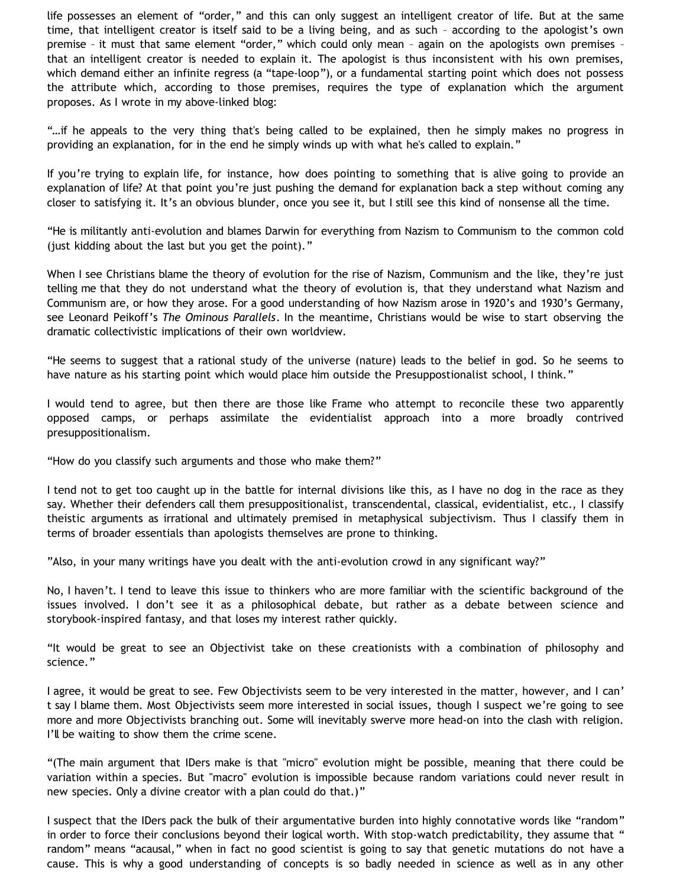life possesses an element of "order," and this can only suggest an intelligent creator of life. But at the same time, that intelligent creator is itself said to be a living being, and as such – according to the apologist's own premise – it must that same element "order," which could only mean – again on the apologists own premises – that an intelligent creator is needed to explain it. The apologist is thus inconsistent with his own premises, which demand either an infinite regress (a "tape-loop"), or a fundamental starting point which does not possess the attribute which, according to those premises, requires the type of explanation which the argument proposes. As I wrote in my above-linked blog:

"…if he appeals to the very thing that's being called to be explained, then he simply makes no progress in providing an explanation, for in the end he simply winds up with what he's called to explain."

If you're trying to explain life, for instance, how does pointing to something that is alive going to provide an explanation of life? At that point you're just pushing the demand for explanation back a step without coming any closer to satisfying it. It's an obvious blunder, once you see it, but I still see this kind of nonsense all the time.

"He is militantly anti-evolution and blames Darwin for everything from Nazism to Communism to the common cold (just kidding about the last but you get the point)."

When I see Christians blame the theory of evolution for the rise of Nazism, Communism and the like, they're just telling me that they do not understand what the theory of evolution is, that they understand what Nazism and Communism are, or how they arose. For a good understanding of how Nazism arose in 1920's and 1930's Germany, see Leonard Peikoff's *The Ominous Parallels*. In the meantime, Christians would be wise to start observing the dramatic collectivistic implications of their own worldview.

"He seems to suggest that a rational study of the universe (nature) leads to the belief in god. So he seems to have nature as his starting point which would place him outside the Presuppostionalist school, I think."

I would tend to agree, but then there are those like Frame who attempt to reconcile these two apparently opposed camps, or perhaps assimilate the evidentialist approach into a more broadly contrived presuppositionalism.

"How do you classify such arguments and those who make them?"

I tend not to get too caught up in the battle for internal divisions like this, as I have no dog in the race as they say. Whether their defenders call them presuppositionalist, transcendental, classical, evidentialist, etc., I classify theistic arguments as irrational and ultimately premised in metaphysical subjectivism. Thus I classify them in terms of broader essentials than apologists themselves are prone to thinking.

"Also, in your many writings have you dealt with the anti-evolution crowd in any significant way?"

No, I haven't. I tend to leave this issue to thinkers who are more familiar with the scientific background of the issues involved. I don't see it as a philosophical debate, but rather as a debate between science and storybook-inspired fantasy, and that loses my interest rather quickly.

"It would be great to see an Objectivist take on these creationists with a combination of philosophy and science."

I agree, it would be great to see. Few Objectivists seem to be very interested in the matter, however, and I can't say I blame them. Most Objectivists seem more interested in social issues, though I suspect we're going to see more and more Objectivists branching out. Some will inevitably swerve more head-on into the clash with religion. I'll be waiting to show them the crime scene.

"(The main argument that IDers make is that "micro" evolution might be possible, meaning that there could be variation within a species. But "macro" evolution is impossible because random variations could never result in new species. Only a divine creator with a plan could do that.)"

I suspect that the IDers pack the bulk of their argumentative burden into highly connotative words like "random" in order to force their conclusions beyond their logical worth. With stop-watch predictability, they assume that "random" means "acausal," when in fact no good scientist is going to say that genetic mutations do not have a cause. This is why a good understanding of concepts is so badly needed in science as well as in any other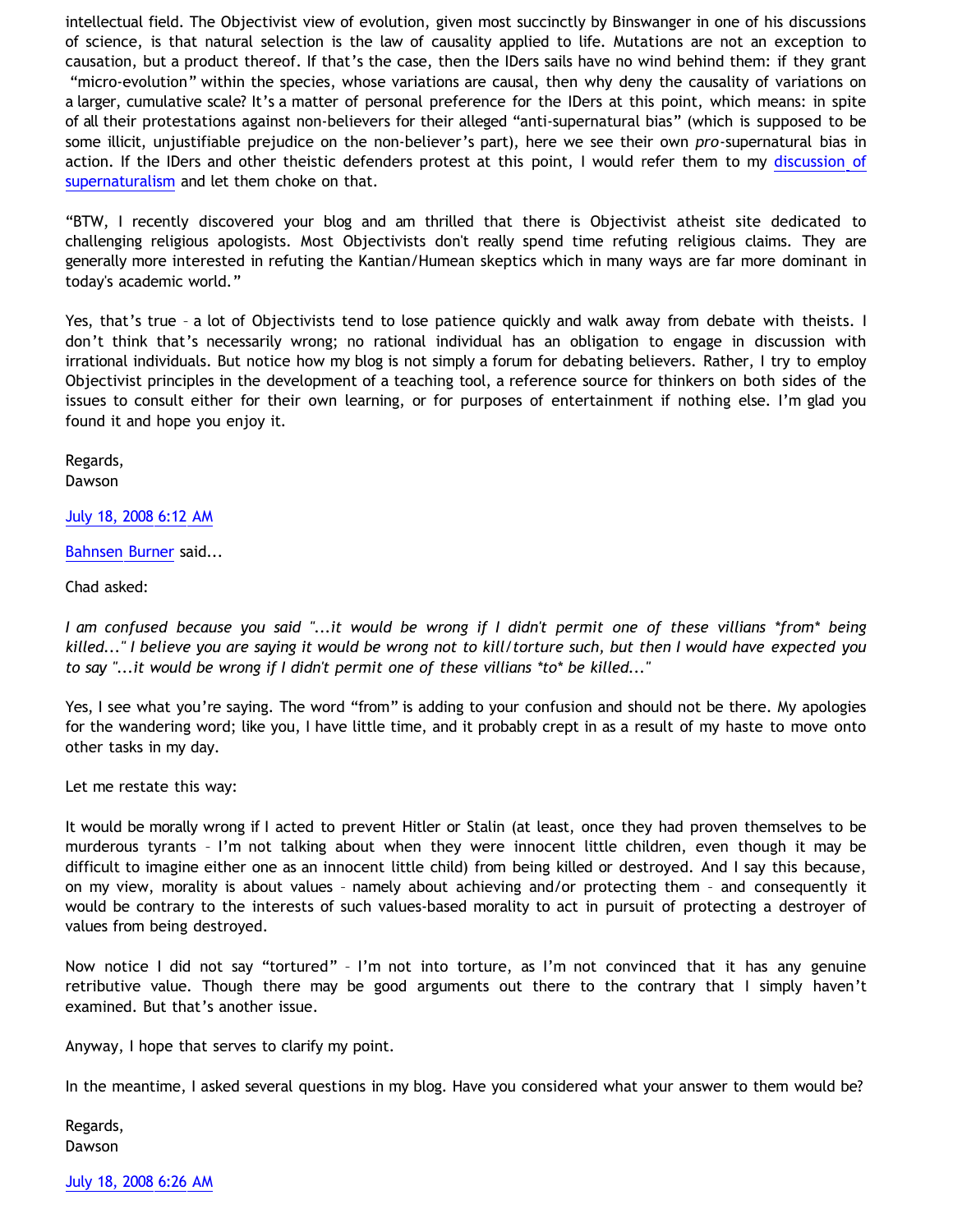intellectual field. The Objectivist view of evolution, given most succinctly by Binswanger in one of his discussions of science, is that natural selection is the law of causality applied to life. Mutations are not an exception to causation, but a product thereof. If that's the case, then the IDers sails have no wind behind them: if they grant "micro-evolution" within the species, whose variations are causal, then why deny the causality of variations on a larger, cumulative scale? It's a matter of personal preference for the IDers at this point, which means: in spite of all their protestations against non-believers for their alleged "anti-supernatural bias" (which is supposed to be some illicit, unjustifiable prejudice on the non-believer's part), here we see their own *pro*-supernatural bias in action. If the IDers and other theistic defenders protest at this point, I would refer them to my [discussion of supernaturalism](#) and let them choke on that.

"BTW, I recently discovered your blog and am thrilled that there is Objectivist atheist site dedicated to challenging religious apologists. Most Objectivists don't really spend time refuting religious claims. They are generally more interested in refuting the Kantian/Humean skeptics which in many ways are far more dominant in today's academic world."

Yes, that's true – a lot of Objectivists tend to lose patience quickly and walk away from debate with theists. I don't think that's necessarily wrong; no rational individual has an obligation to engage in discussion with irrational individuals. But notice how my blog is not simply a forum for debating believers. Rather, I try to employ Objectivist principles in the development of a teaching tool, a reference source for thinkers on both sides of the issues to consult either for their own learning, or for purposes of entertainment if nothing else. I'm glad you found it and hope you enjoy it.

Regards,
Dawson

[July 18, 2008 6:12 AM](#)

[Bahnsen Burner](#) said...

Chad asked:

*I am confused because you said "...it would be wrong if I didn't permit one of these villians *from* being killed..." I believe you are saying it would be wrong not to kill/torture such, but then I would have expected you to say "...it would be wrong if I didn't permit one of these villians *to* be killed..."*

Yes, I see what you're saying. The word "from" is adding to your confusion and should not be there. My apologies for the wandering word; like you, I have little time, and it probably crept in as a result of my haste to move onto other tasks in my day.

Let me restate this way:

It would be morally wrong if I acted to prevent Hitler or Stalin (at least, once they had proven themselves to be murderous tyrants – I'm not talking about when they were innocent little children, even though it may be difficult to imagine either one as an innocent little child) from being killed or destroyed. And I say this because, on my view, morality is about values – namely about achieving and/or protecting them – and consequently it would be contrary to the interests of such values-based morality to act in pursuit of protecting a destroyer of values from being destroyed.

Now notice I did not say "tortured" – I'm not into torture, as I'm not convinced that it has any genuine retributive value. Though there may be good arguments out there to the contrary that I simply haven't examined. But that's another issue.

Anyway, I hope that serves to clarify my point.

In the meantime, I asked several questions in my blog. Have you considered what your answer to them would be?

Regards,
Dawson

[July 18, 2008 6:26 AM](#)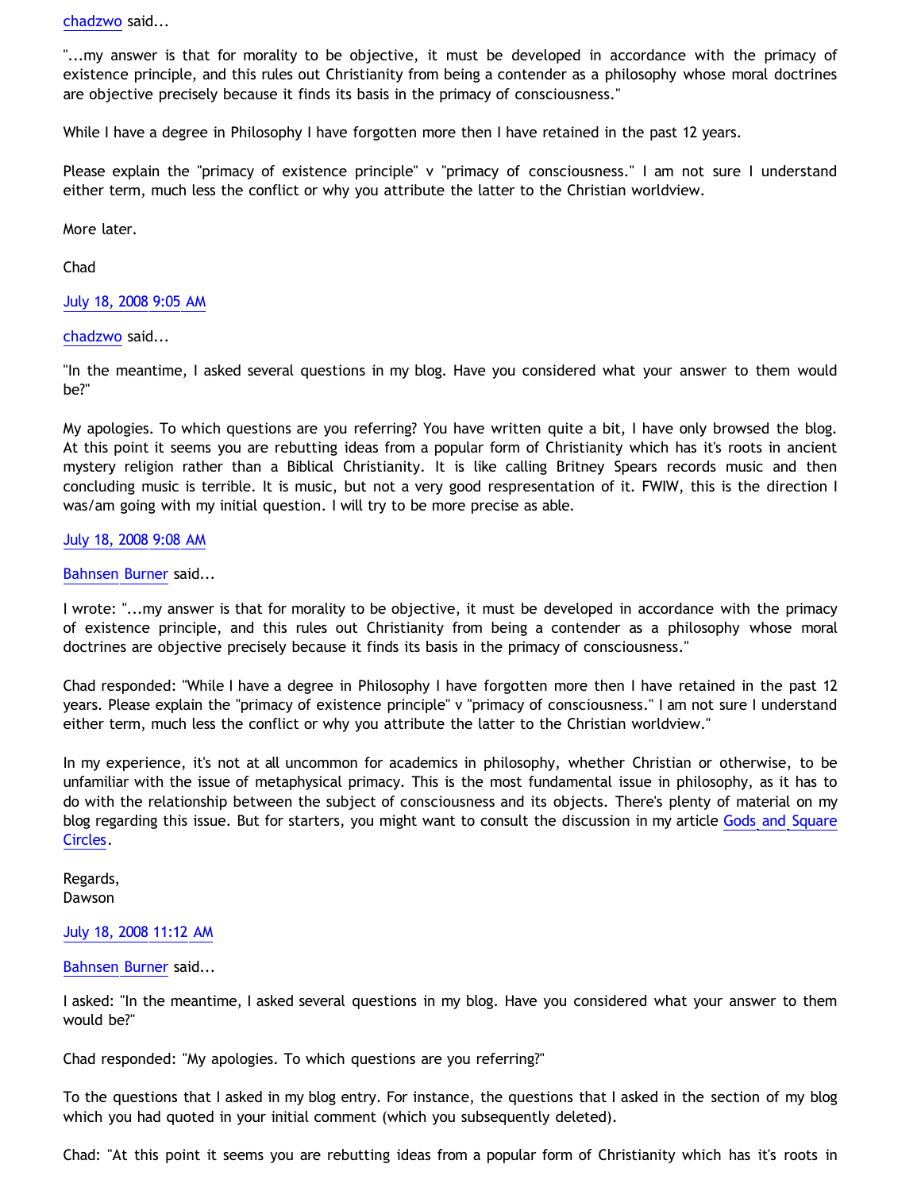chadzwo said...

"...my answer is that for morality to be objective, it must be developed in accordance with the primacy of existence principle, and this rules out Christianity from being a contender as a philosophy whose moral doctrines are objective precisely because it finds its basis in the primacy of consciousness."

While I have a degree in Philosophy I have forgotten more then I have retained in the past 12 years.

Please explain the "primacy of existence principle" v "primacy of consciousness." I am not sure I understand either term, much less the conflict or why you attribute the latter to the Christian worldview.

More later.

Chad

July 18, 2008 9:05 AM

chadzwo said...

"In the meantime, I asked several questions in my blog. Have you considered what your answer to them would be?"

My apologies. To which questions are you referring? You have written quite a bit, I have only browsed the blog. At this point it seems you are rebutting ideas from a popular form of Christianity which has it's roots in ancient mystery religion rather than a Biblical Christianity. It is like calling Britney Spears records music and then concluding music is terrible. It is music, but not a very good respresentation of it. FWIW, this is the direction I was/am going with my initial question. I will try to be more precise as able.

July 18, 2008 9:08 AM

Bahnsen Burner said...

I wrote: "...my answer is that for morality to be objective, it must be developed in accordance with the primacy of existence principle, and this rules out Christianity from being a contender as a philosophy whose moral doctrines are objective precisely because it finds its basis in the primacy of consciousness."

Chad responded: "While I have a degree in Philosophy I have forgotten more then I have retained in the past 12 years. Please explain the "primacy of existence principle" v "primacy of consciousness." I am not sure I understand either term, much less the conflict or why you attribute the latter to the Christian worldview."

In my experience, it's not at all uncommon for academics in philosophy, whether Christian or otherwise, to be unfamiliar with the issue of metaphysical primacy. This is the most fundamental issue in philosophy, as it has to do with the relationship between the subject of consciousness and its objects. There's plenty of material on my blog regarding this issue. But for starters, you might want to consult the discussion in my article Gods and Square Circles.

Regards,
Dawson

July 18, 2008 11:12 AM

Bahnsen Burner said...

I asked: "In the meantime, I asked several questions in my blog. Have you considered what your answer to them would be?"

Chad responded: "My apologies. To which questions are you referring?"

To the questions that I asked in my blog entry. For instance, the questions that I asked in the section of my blog which you had quoted in your initial comment (which you subsequently deleted).

Chad: "At this point it seems you are rebutting ideas from a popular form of Christianity which has it's roots in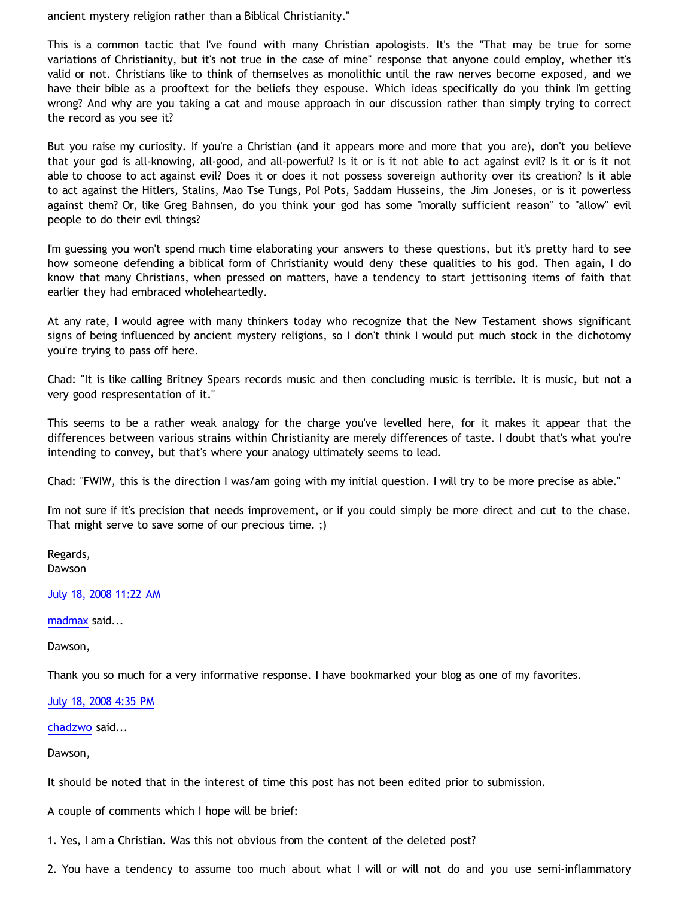ancient mystery religion rather than a Biblical Christianity."

This is a common tactic that I've found with many Christian apologists. It's the "That may be true for some variations of Christianity, but it's not true in the case of mine" response that anyone could employ, whether it's valid or not. Christians like to think of themselves as monolithic until the raw nerves become exposed, and we have their bible as a prooftext for the beliefs they espouse. Which ideas specifically do you think I'm getting wrong? And why are you taking a cat and mouse approach in our discussion rather than simply trying to correct the record as you see it?

But you raise my curiosity. If you're a Christian (and it appears more and more that you are), don't you believe that your god is all-knowing, all-good, and all-powerful? Is it or is it not able to act against evil? Is it or is it not able to choose to act against evil? Does it or does it not possess sovereign authority over its creation? Is it able to act against the Hitlers, Stalins, Mao Tse Tungs, Pol Pots, Saddam Husseins, the Jim Joneses, or is it powerless against them? Or, like Greg Bahnsen, do you think your god has some "morally sufficient reason" to "allow" evil people to do their evil things?

I'm guessing you won't spend much time elaborating your answers to these questions, but it's pretty hard to see how someone defending a biblical form of Christianity would deny these qualities to his god. Then again, I do know that many Christians, when pressed on matters, have a tendency to start jettisoning items of faith that earlier they had embraced wholeheartedly.

At any rate, I would agree with many thinkers today who recognize that the New Testament shows significant signs of being influenced by ancient mystery religions, so I don't think I would put much stock in the dichotomy you're trying to pass off here.

Chad: "It is like calling Britney Spears records music and then concluding music is terrible. It is music, but not a very good respresentation of it."

This seems to be a rather weak analogy for the charge you've levelled here, for it makes it appear that the differences between various strains within Christianity are merely differences of taste. I doubt that's what you're intending to convey, but that's where your analogy ultimately seems to lead.

Chad: "FWIW, this is the direction I was/am going with my initial question. I will try to be more precise as able."

I'm not sure if it's precision that needs improvement, or if you could simply be more direct and cut to the chase. That might serve to save some of our precious time. ;)

Regards,
Dawson

July 18, 2008 11:22 AM

madmax said...

Dawson,

Thank you so much for a very informative response. I have bookmarked your blog as one of my favorites.

July 18, 2008 4:35 PM

chadzwo said...

Dawson,

It should be noted that in the interest of time this post has not been edited prior to submission.

A couple of comments which I hope will be brief:

1. Yes, I am a Christian. Was this not obvious from the content of the deleted post?

2. You have a tendency to assume too much about what I will or will not do and you use semi-inflammatory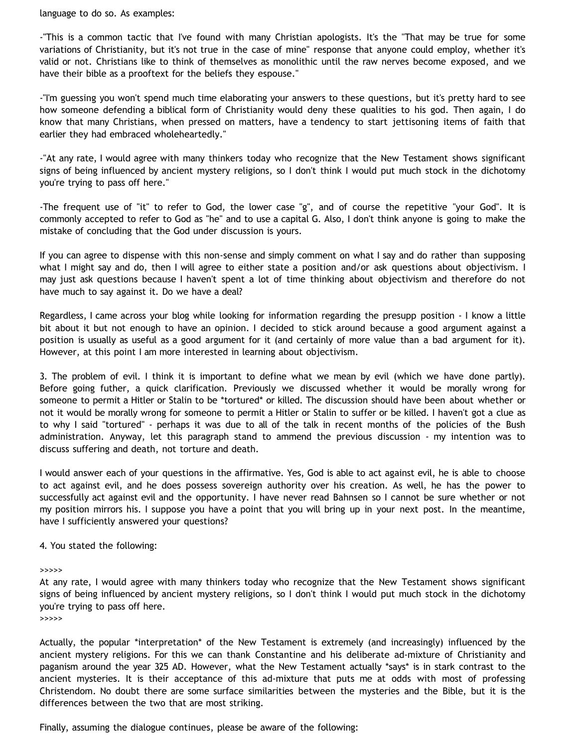language to do so. As examples:

-"This is a common tactic that I've found with many Christian apologists. It's the "That may be true for some variations of Christianity, but it's not true in the case of mine" response that anyone could employ, whether it's valid or not. Christians like to think of themselves as monolithic until the raw nerves become exposed, and we have their bible as a prooftext for the beliefs they espouse."

-"I'm guessing you won't spend much time elaborating your answers to these questions, but it's pretty hard to see how someone defending a biblical form of Christianity would deny these qualities to his god. Then again, I do know that many Christians, when pressed on matters, have a tendency to start jettisoning items of faith that earlier they had embraced wholeheartedly."

-"At any rate, I would agree with many thinkers today who recognize that the New Testament shows significant signs of being influenced by ancient mystery religions, so I don't think I would put much stock in the dichotomy you're trying to pass off here."

-The frequent use of "it" to refer to God, the lower case "g", and of course the repetitive "your God". It is commonly accepted to refer to God as "he" and to use a capital G. Also, I don't think anyone is going to make the mistake of concluding that the God under discussion is yours.

If you can agree to dispense with this non-sense and simply comment on what I say and do rather than supposing what I might say and do, then I will agree to either state a position and/or ask questions about objectivism. I may just ask questions because I haven't spent a lot of time thinking about objectivism and therefore do not have much to say against it. Do we have a deal?

Regardless, I came across your blog while looking for information regarding the presupp position - I know a little bit about it but not enough to have an opinion. I decided to stick around because a good argument against a position is usually as useful as a good argument for it (and certainly of more value than a bad argument for it). However, at this point I am more interested in learning about objectivism.

3. The problem of evil. I think it is important to define what we mean by evil (which we have done partly). Before going futher, a quick clarification. Previously we discussed whether it would be morally wrong for someone to permit a Hitler or Stalin to be *tortured* or killed. The discussion should have been about whether or not it would be morally wrong for someone to permit a Hitler or Stalin to suffer or be killed. I haven't got a clue as to why I said "tortured" - perhaps it was due to all of the talk in recent months of the policies of the Bush administration. Anyway, let this paragraph stand to ammend the previous discussion - my intention was to discuss suffering and death, not torture and death.

I would answer each of your questions in the affirmative. Yes, God is able to act against evil, he is able to choose to act against evil, and he does possess sovereign authority over his creation. As well, he has the power to successfully act against evil and the opportunity. I have never read Bahnsen so I cannot be sure whether or not my position mirrors his. I suppose you have a point that you will bring up in your next post. In the meantime, have I sufficiently answered your questions?

4. You stated the following:

>>>>>
At any rate, I would agree with many thinkers today who recognize that the New Testament shows significant signs of being influenced by ancient mystery religions, so I don't think I would put much stock in the dichotomy you're trying to pass off here.
>>>>>

Actually, the popular *interpretation* of the New Testament is extremely (and increasingly) influenced by the ancient mystery religions. For this we can thank Constantine and his deliberate ad-mixture of Christianity and paganism around the year 325 AD. However, what the New Testament actually *says* is in stark contrast to the ancient mysteries. It is their acceptance of this ad-mixture that puts me at odds with most of professing Christendom. No doubt there are some surface similarities between the mysteries and the Bible, but it is the differences between the two that are most striking.

Finally, assuming the dialogue continues, please be aware of the following: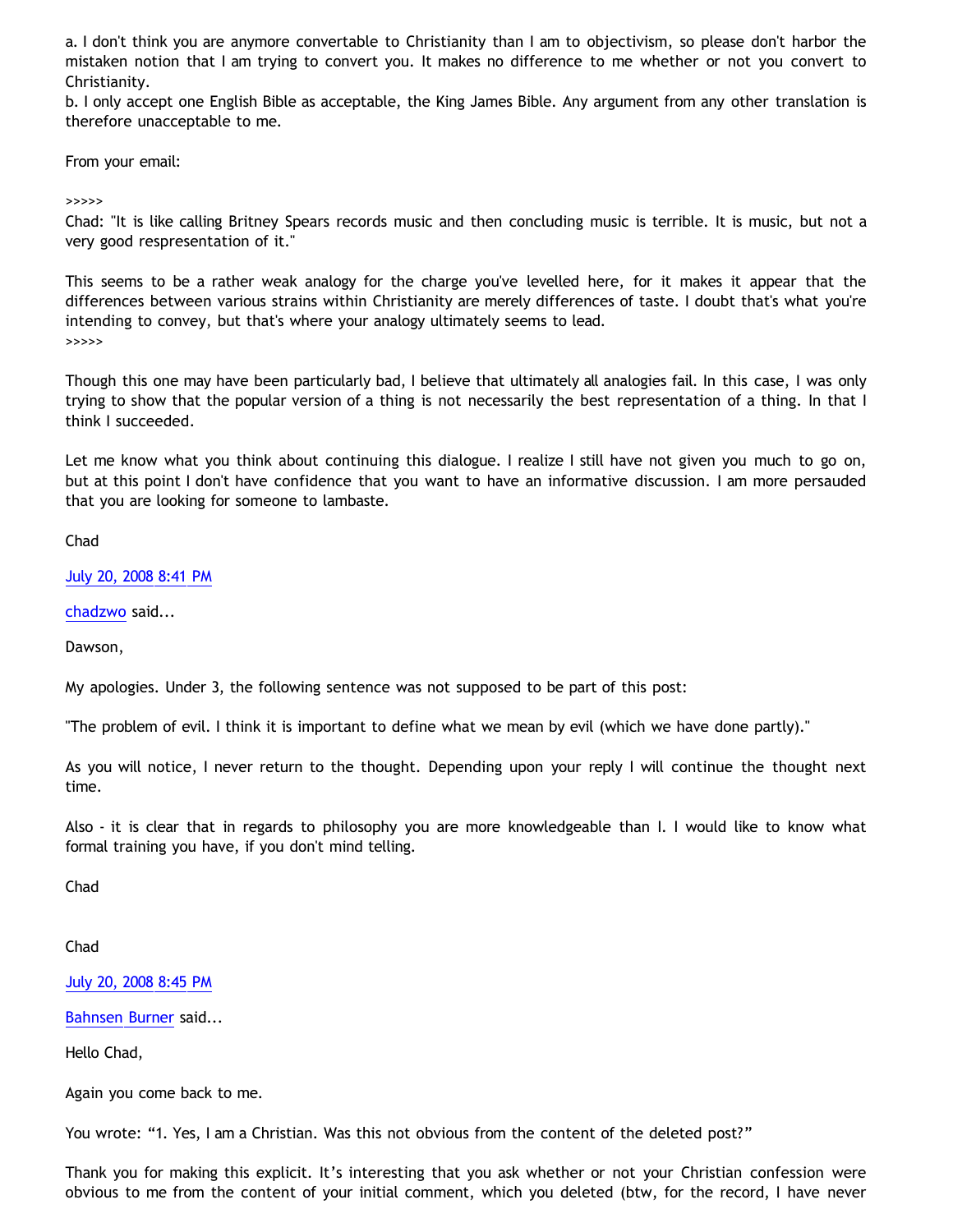a. I don't think you are anymore convertable to Christianity than I am to objectivism, so please don't harbor the mistaken notion that I am trying to convert you. It makes no difference to me whether or not you convert to Christianity.
b. I only accept one English Bible as acceptable, the King James Bible. Any argument from any other translation is therefore unacceptable to me.

From your email:

>>>>>
Chad: "It is like calling Britney Spears records music and then concluding music is terrible. It is music, but not a very good respresentation of it."

This seems to be a rather weak analogy for the charge you've levelled here, for it makes it appear that the differences between various strains within Christianity are merely differences of taste. I doubt that's what you're intending to convey, but that's where your analogy ultimately seems to lead.
>>>>>

Though this one may have been particularly bad, I believe that ultimately all analogies fail. In this case, I was only trying to show that the popular version of a thing is not necessarily the best representation of a thing. In that I think I succeeded.

Let me know what you think about continuing this dialogue. I realize I still have not given you much to go on, but at this point I don't have confidence that you want to have an informative discussion. I am more persauded that you are looking for someone to lambaste.

Chad

July 20, 2008 8:41 PM

chadzwo said...

Dawson,

My apologies. Under 3, the following sentence was not supposed to be part of this post:

"The problem of evil. I think it is important to define what we mean by evil (which we have done partly)."

As you will notice, I never return to the thought. Depending upon your reply I will continue the thought next time.

Also - it is clear that in regards to philosophy you are more knowledgeable than I. I would like to know what formal training you have, if you don't mind telling.

Chad

Chad

July 20, 2008 8:45 PM

Bahnsen Burner said...

Hello Chad,

Again you come back to me.

You wrote: “1. Yes, I am a Christian. Was this not obvious from the content of the deleted post?”

Thank you for making this explicit. It’s interesting that you ask whether or not your Christian confession were obvious to me from the content of your initial comment, which you deleted (btw, for the record, I have never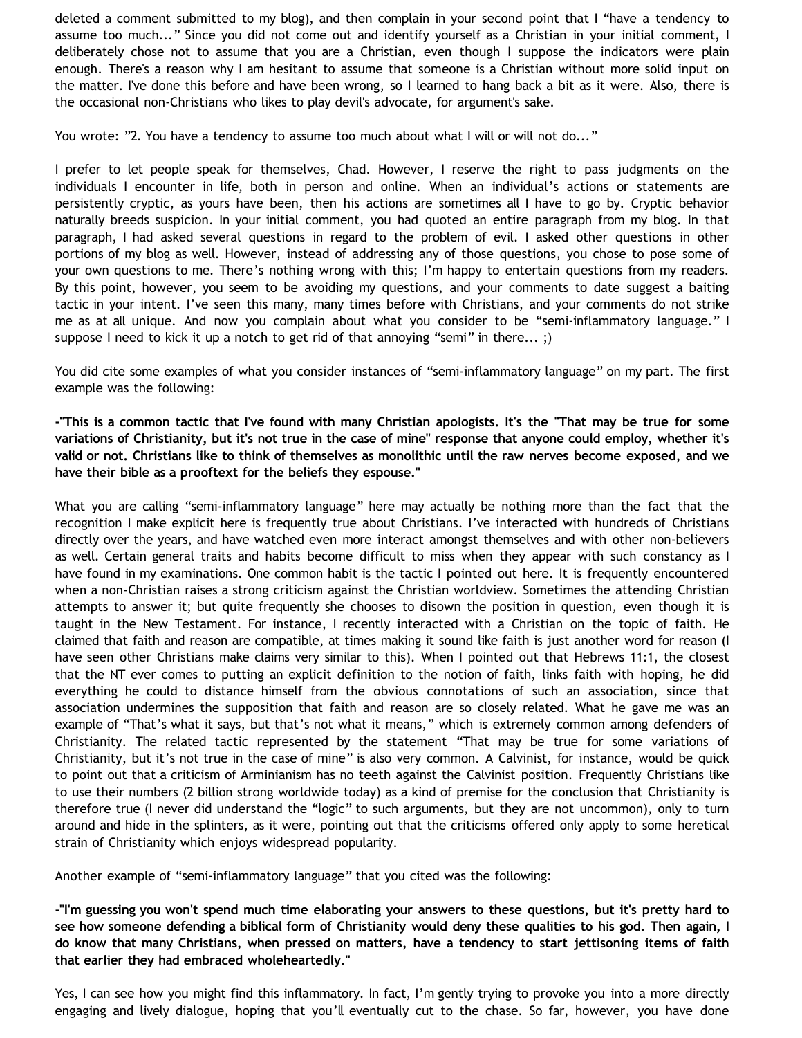deleted a comment submitted to my blog), and then complain in your second point that I "have a tendency to assume too much..." Since you did not come out and identify yourself as a Christian in your initial comment, I deliberately chose not to assume that you are a Christian, even though I suppose the indicators were plain enough. There's a reason why I am hesitant to assume that someone is a Christian without more solid input on the matter. I've done this before and have been wrong, so I learned to hang back a bit as it were. Also, there is the occasional non-Christians who likes to play devil's advocate, for argument's sake.

You wrote: "2. You have a tendency to assume too much about what I will or will not do..."

I prefer to let people speak for themselves, Chad. However, I reserve the right to pass judgments on the individuals I encounter in life, both in person and online. When an individual's actions or statements are persistently cryptic, as yours have been, then his actions are sometimes all I have to go by. Cryptic behavior naturally breeds suspicion. In your initial comment, you had quoted an entire paragraph from my blog. In that paragraph, I had asked several questions in regard to the problem of evil. I asked other questions in other portions of my blog as well. However, instead of addressing any of those questions, you chose to pose some of your own questions to me. There's nothing wrong with this; I'm happy to entertain questions from my readers. By this point, however, you seem to be avoiding my questions, and your comments to date suggest a baiting tactic in your intent. I've seen this many, many times before with Christians, and your comments do not strike me as at all unique. And now you complain about what you consider to be "semi-inflammatory language." I suppose I need to kick it up a notch to get rid of that annoying "semi" in there... ;)

You did cite some examples of what you consider instances of "semi-inflammatory language" on my part. The first example was the following:

**-"This is a common tactic that I've found with many Christian apologists. It's the "That may be true for some variations of Christianity, but it's not true in the case of mine" response that anyone could employ, whether it's valid or not. Christians like to think of themselves as monolithic until the raw nerves become exposed, and we have their bible as a prooftext for the beliefs they espouse."**

What you are calling "semi-inflammatory language" here may actually be nothing more than the fact that the recognition I make explicit here is frequently true about Christians. I've interacted with hundreds of Christians directly over the years, and have watched even more interact amongst themselves and with other non-believers as well. Certain general traits and habits become difficult to miss when they appear with such constancy as I have found in my examinations. One common habit is the tactic I pointed out here. It is frequently encountered when a non-Christian raises a strong criticism against the Christian worldview. Sometimes the attending Christian attempts to answer it; but quite frequently she chooses to disown the position in question, even though it is taught in the New Testament. For instance, I recently interacted with a Christian on the topic of faith. He claimed that faith and reason are compatible, at times making it sound like faith is just another word for reason (I have seen other Christians make claims very similar to this). When I pointed out that Hebrews 11:1, the closest that the NT ever comes to putting an explicit definition to the notion of faith, links faith with hoping, he did everything he could to distance himself from the obvious connotations of such an association, since that association undermines the supposition that faith and reason are so closely related. What he gave me was an example of "That's what it says, but that's not what it means," which is extremely common among defenders of Christianity. The related tactic represented by the statement "That may be true for some variations of Christianity, but it's not true in the case of mine" is also very common. A Calvinist, for instance, would be quick to point out that a criticism of Arminianism has no teeth against the Calvinist position. Frequently Christians like to use their numbers (2 billion strong worldwide today) as a kind of premise for the conclusion that Christianity is therefore true (I never did understand the "logic" to such arguments, but they are not uncommon), only to turn around and hide in the splinters, as it were, pointing out that the criticisms offered only apply to some heretical strain of Christianity which enjoys widespread popularity.

Another example of "semi-inflammatory language" that you cited was the following:

**-"I'm guessing you won't spend much time elaborating your answers to these questions, but it's pretty hard to see how someone defending a biblical form of Christianity would deny these qualities to his god. Then again, I do know that many Christians, when pressed on matters, have a tendency to start jettisoning items of faith that earlier they had embraced wholeheartedly."**

Yes, I can see how you might find this inflammatory. In fact, I'm gently trying to provoke you into a more directly engaging and lively dialogue, hoping that you'll eventually cut to the chase. So far, however, you have done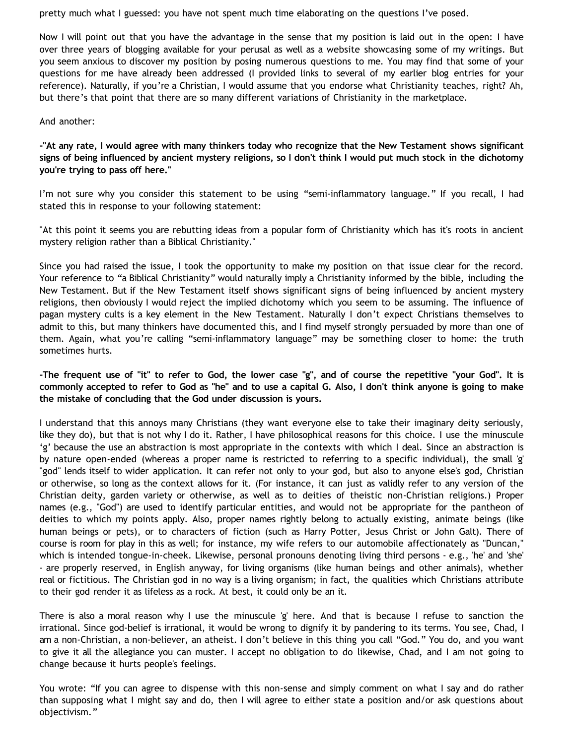pretty much what I guessed: you have not spent much time elaborating on the questions I've posed.

Now I will point out that you have the advantage in the sense that my position is laid out in the open: I have over three years of blogging available for your perusal as well as a website showcasing some of my writings. But you seem anxious to discover my position by posing numerous questions to me. You may find that some of your questions for me have already been addressed (I provided links to several of my earlier blog entries for your reference). Naturally, if you're a Christian, I would assume that you endorse what Christianity teaches, right? Ah, but there's that point that there are so many different variations of Christianity in the marketplace.

And another:

**-"At any rate, I would agree with many thinkers today who recognize that the New Testament shows significant signs of being influenced by ancient mystery religions, so I don't think I would put much stock in the dichotomy you're trying to pass off here."**

I'm not sure why you consider this statement to be using "semi-inflammatory language." If you recall, I had stated this in response to your following statement:

"At this point it seems you are rebutting ideas from a popular form of Christianity which has it's roots in ancient mystery religion rather than a Biblical Christianity."

Since you had raised the issue, I took the opportunity to make my position on that issue clear for the record. Your reference to "a Biblical Christianity" would naturally imply a Christianity informed by the bible, including the New Testament. But if the New Testament itself shows significant signs of being influenced by ancient mystery religions, then obviously I would reject the implied dichotomy which you seem to be assuming. The influence of pagan mystery cults is a key element in the New Testament. Naturally I don't expect Christians themselves to admit to this, but many thinkers have documented this, and I find myself strongly persuaded by more than one of them. Again, what you're calling "semi-inflammatory language" may be something closer to home: the truth sometimes hurts.

**-The frequent use of "it" to refer to God, the lower case "g", and of course the repetitive "your God". It is commonly accepted to refer to God as "he" and to use a capital G. Also, I don't think anyone is going to make the mistake of concluding that the God under discussion is yours.**

I understand that this annoys many Christians (they want everyone else to take their imaginary deity seriously, like they do), but that is not why I do it. Rather, I have philosophical reasons for this choice. I use the minuscule 'g' because the use an abstraction is most appropriate in the contexts with which I deal. Since an abstraction is by nature open-ended (whereas a proper name is restricted to referring to a specific individual), the small 'g' "god" lends itself to wider application. It can refer not only to your god, but also to anyone else's god, Christian or otherwise, so long as the context allows for it. (For instance, it can just as validly refer to any version of the Christian deity, garden variety or otherwise, as well as to deities of theistic non-Christian religions.) Proper names (e.g., "God") are used to identify particular entities, and would not be appropriate for the pantheon of deities to which my points apply. Also, proper names rightly belong to actually existing, animate beings (like human beings or pets), or to characters of fiction (such as Harry Potter, Jesus Christ or John Galt). There of course is room for play in this as well; for instance, my wife refers to our automobile affectionately as "Duncan," which is intended tongue-in-cheek. Likewise, personal pronouns denoting living third persons - e.g., 'he' and 'she' - are properly reserved, in English anyway, for living organisms (like human beings and other animals), whether real or fictitious. The Christian god in no way is a living organism; in fact, the qualities which Christians attribute to their god render it as lifeless as a rock. At best, it could only be an it.

There is also a moral reason why I use the minuscule 'g' here. And that is because I refuse to sanction the irrational. Since god-belief is irrational, it would be wrong to dignify it by pandering to its terms. You see, Chad, I am a non-Christian, a non-believer, an atheist. I don't believe in this thing you call "God." You do, and you want to give it all the allegiance you can muster. I accept no obligation to do likewise, Chad, and I am not going to change because it hurts people's feelings.

You wrote: "If you can agree to dispense with this non-sense and simply comment on what I say and do rather than supposing what I might say and do, then I will agree to either state a position and/or ask questions about objectivism."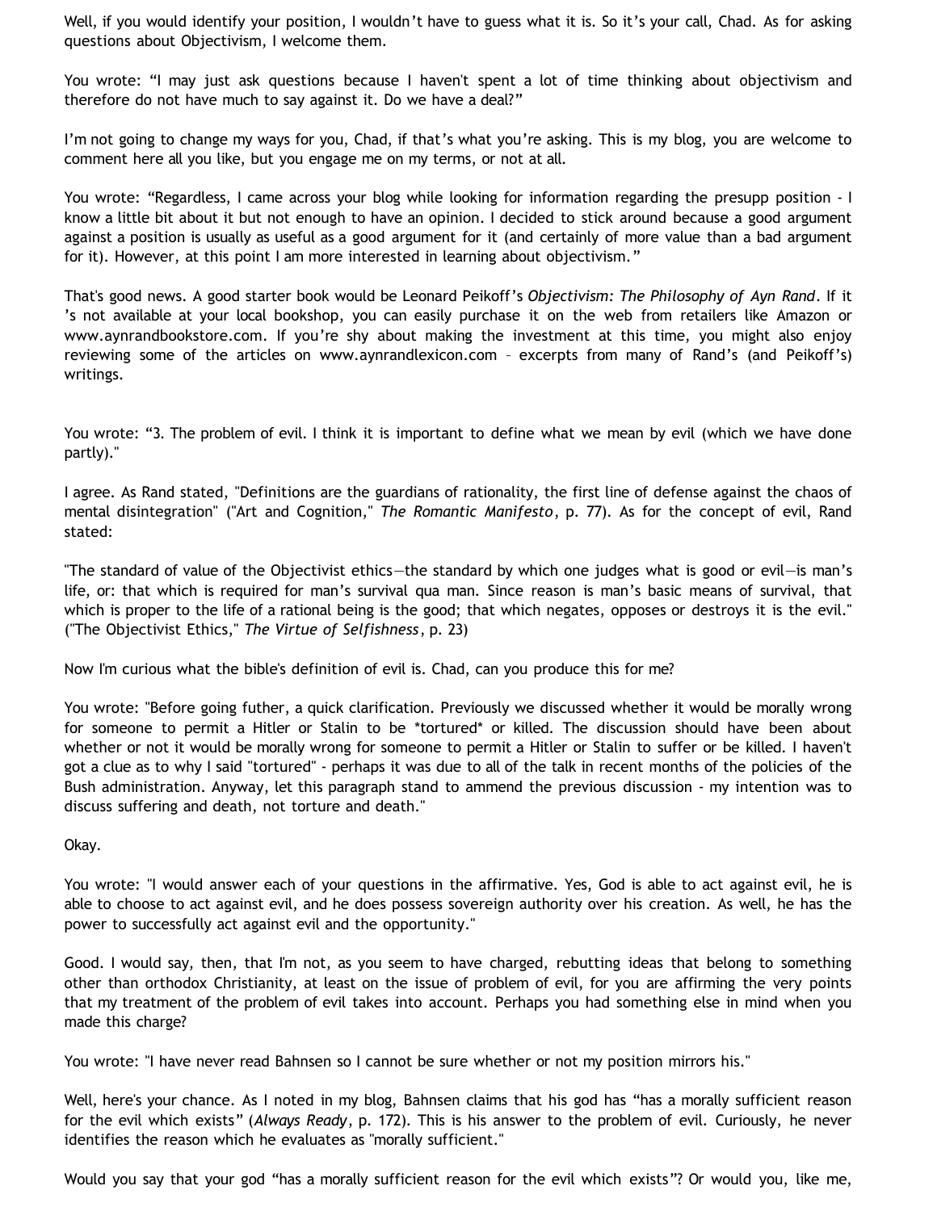Well, if you would identify your position, I wouldn't have to guess what it is. So it's your call, Chad. As for asking questions about Objectivism, I welcome them.

You wrote: "I may just ask questions because I haven't spent a lot of time thinking about objectivism and therefore do not have much to say against it. Do we have a deal?"

I'm not going to change my ways for you, Chad, if that's what you're asking. This is my blog, you are welcome to comment here all you like, but you engage me on my terms, or not at all.

You wrote: "Regardless, I came across your blog while looking for information regarding the presupp position - I know a little bit about it but not enough to have an opinion. I decided to stick around because a good argument against a position is usually as useful as a good argument for it (and certainly of more value than a bad argument for it). However, at this point I am more interested in learning about objectivism."

That's good news. A good starter book would be Leonard Peikoff's *Objectivism: The Philosophy of Ayn Rand*. If it 's not available at your local bookshop, you can easily purchase it on the web from retailers like Amazon or www.aynrandbookstore.com. If you're shy about making the investment at this time, you might also enjoy reviewing some of the articles on www.aynrandlexicon.com – excerpts from many of Rand's (and Peikoff's) writings.

You wrote: "3. The problem of evil. I think it is important to define what we mean by evil (which we have done partly)."

I agree. As Rand stated, "Definitions are the guardians of rationality, the first line of defense against the chaos of mental disintegration" ("Art and Cognition," *The Romantic Manifesto*, p. 77). As for the concept of evil, Rand stated:

"The standard of value of the Objectivist ethics—the standard by which one judges what is good or evil—is man's life, or: that which is required for man's survival qua man. Since reason is man's basic means of survival, that which is proper to the life of a rational being is the good; that which negates, opposes or destroys it is the evil." ("The Objectivist Ethics," *The Virtue of Selfishness*, p. 23)

Now I'm curious what the bible's definition of evil is. Chad, can you produce this for me?

You wrote: "Before going futher, a quick clarification. Previously we discussed whether it would be morally wrong for someone to permit a Hitler or Stalin to be *tortured* or killed. The discussion should have been about whether or not it would be morally wrong for someone to permit a Hitler or Stalin to suffer or be killed. I haven't got a clue as to why I said "tortured" - perhaps it was due to all of the talk in recent months of the policies of the Bush administration. Anyway, let this paragraph stand to ammend the previous discussion - my intention was to discuss suffering and death, not torture and death."

Okay.

You wrote: "I would answer each of your questions in the affirmative. Yes, God is able to act against evil, he is able to choose to act against evil, and he does possess sovereign authority over his creation. As well, he has the power to successfully act against evil and the opportunity."

Good. I would say, then, that I'm not, as you seem to have charged, rebutting ideas that belong to something other than orthodox Christianity, at least on the issue of problem of evil, for you are affirming the very points that my treatment of the problem of evil takes into account. Perhaps you had something else in mind when you made this charge?

You wrote: "I have never read Bahnsen so I cannot be sure whether or not my position mirrors his."

Well, here's your chance. As I noted in my blog, Bahnsen claims that his god has "has a morally sufficient reason for the evil which exists" (*Always Ready*, p. 172). This is his answer to the problem of evil. Curiously, he never identifies the reason which he evaluates as "morally sufficient."

Would you say that your god "has a morally sufficient reason for the evil which exists"? Or would you, like me,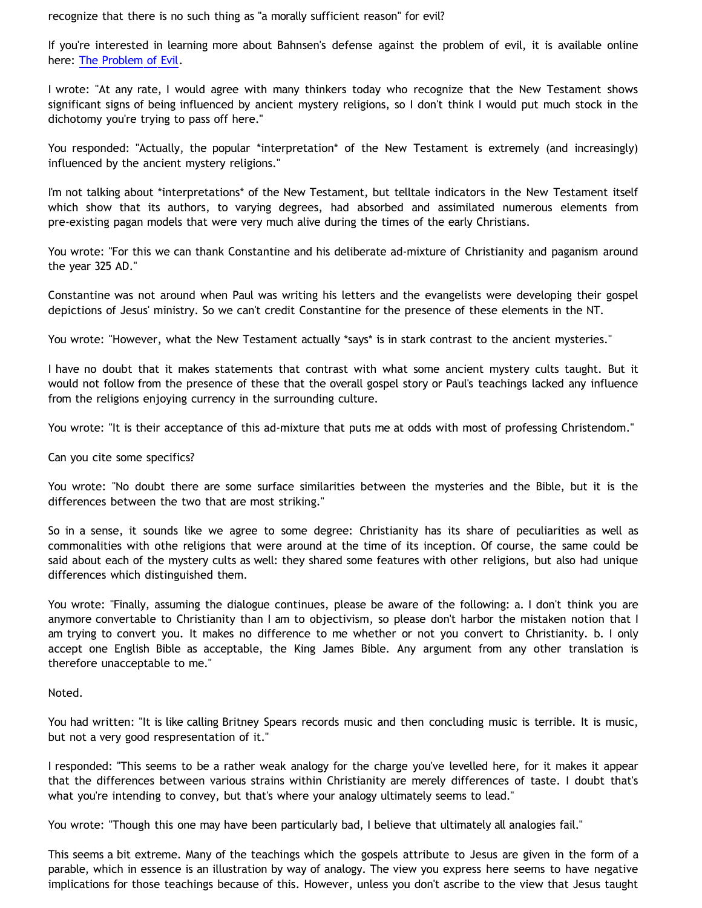recognize that there is no such thing as "a morally sufficient reason" for evil?

If you're interested in learning more about Bahnsen's defense against the problem of evil, it is available online here: The Problem of Evil.

I wrote: "At any rate, I would agree with many thinkers today who recognize that the New Testament shows significant signs of being influenced by ancient mystery religions, so I don't think I would put much stock in the dichotomy you're trying to pass off here."

You responded: "Actually, the popular *interpretation* of the New Testament is extremely (and increasingly) influenced by the ancient mystery religions."

I'm not talking about *interpretations* of the New Testament, but telltale indicators in the New Testament itself which show that its authors, to varying degrees, had absorbed and assimilated numerous elements from pre-existing pagan models that were very much alive during the times of the early Christians.

You wrote: "For this we can thank Constantine and his deliberate ad-mixture of Christianity and paganism around the year 325 AD."

Constantine was not around when Paul was writing his letters and the evangelists were developing their gospel depictions of Jesus' ministry. So we can't credit Constantine for the presence of these elements in the NT.

You wrote: "However, what the New Testament actually *says* is in stark contrast to the ancient mysteries."

I have no doubt that it makes statements that contrast with what some ancient mystery cults taught. But it would not follow from the presence of these that the overall gospel story or Paul's teachings lacked any influence from the religions enjoying currency in the surrounding culture.

You wrote: "It is their acceptance of this ad-mixture that puts me at odds with most of professing Christendom."

Can you cite some specifics?

You wrote: "No doubt there are some surface similarities between the mysteries and the Bible, but it is the differences between the two that are most striking."

So in a sense, it sounds like we agree to some degree: Christianity has its share of peculiarities as well as commonalities with othe religions that were around at the time of its inception. Of course, the same could be said about each of the mystery cults as well: they shared some features with other religions, but also had unique differences which distinguished them.

You wrote: "Finally, assuming the dialogue continues, please be aware of the following: a. I don't think you are anymore convertable to Christianity than I am to objectivism, so please don't harbor the mistaken notion that I am trying to convert you. It makes no difference to me whether or not you convert to Christianity. b. I only accept one English Bible as acceptable, the King James Bible. Any argument from any other translation is therefore unacceptable to me."

Noted.

You had written: "It is like calling Britney Spears records music and then concluding music is terrible. It is music, but not a very good respresentation of it."

I responded: "This seems to be a rather weak analogy for the charge you've levelled here, for it makes it appear that the differences between various strains within Christianity are merely differences of taste. I doubt that's what you're intending to convey, but that's where your analogy ultimately seems to lead."

You wrote: "Though this one may have been particularly bad, I believe that ultimately all analogies fail."

This seems a bit extreme. Many of the teachings which the gospels attribute to Jesus are given in the form of a parable, which in essence is an illustration by way of analogy. The view you express here seems to have negative implications for those teachings because of this. However, unless you don't ascribe to the view that Jesus taught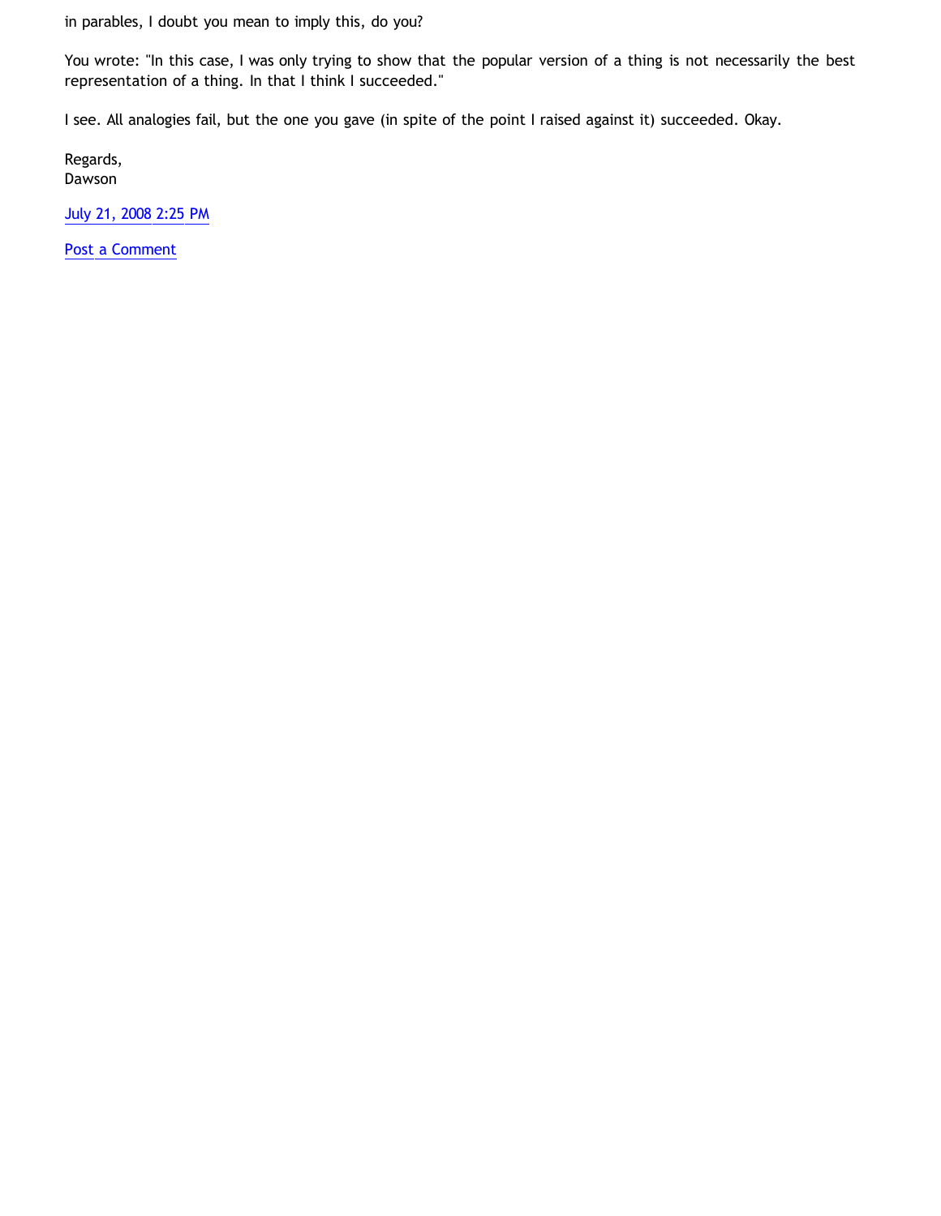in parables, I doubt you mean to imply this, do you?

You wrote: "In this case, I was only trying to show that the popular version of a thing is not necessarily the best representation of a thing. In that I think I succeeded."

I see. All analogies fail, but the one you gave (in spite of the point I raised against it) succeeded. Okay.

Regards,
Dawson

July 21, 2008 2:25 PM

Post a Comment